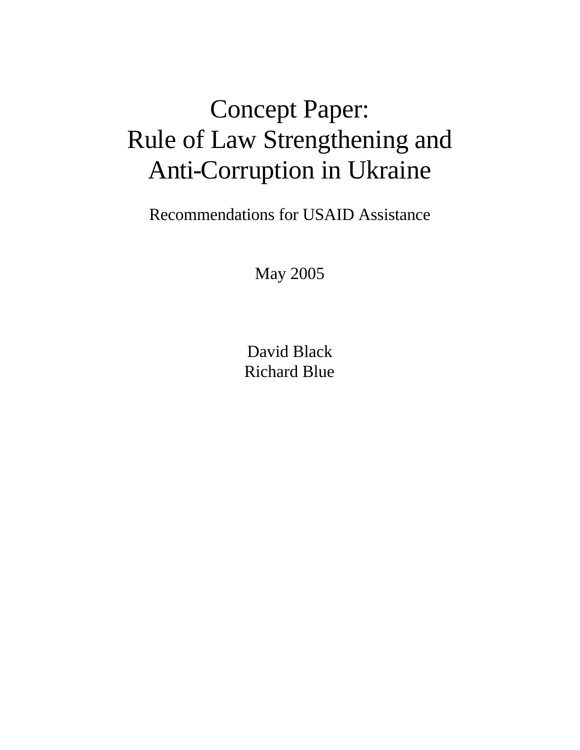# Concept Paper:
# Rule of Law Strengthening and Anti-Corruption in Ukraine

Recommendations for USAID Assistance

May 2005

David Black
Richard Blue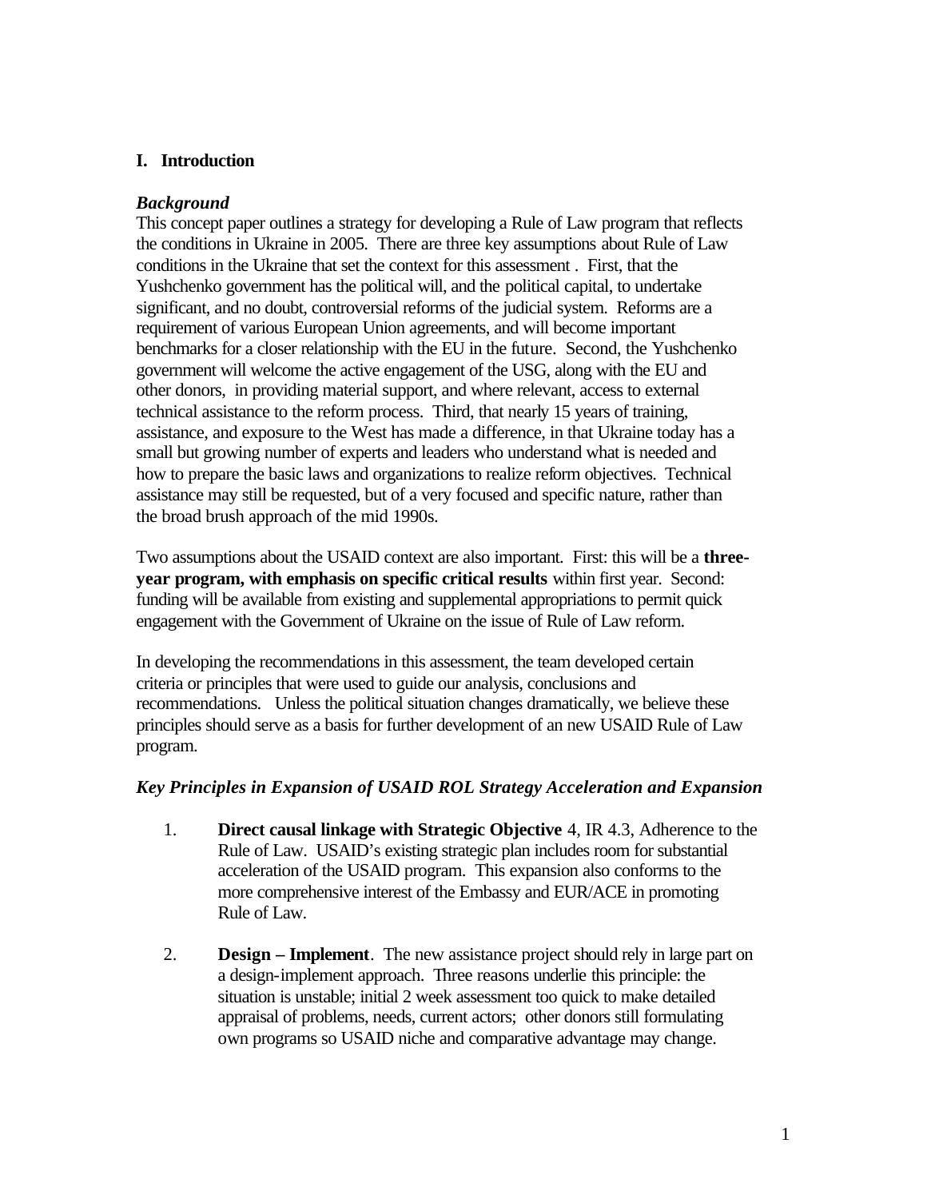## I. Introduction

### *Background*

This concept paper outlines a strategy for developing a Rule of Law program that reflects the conditions in Ukraine in 2005. There are three key assumptions about Rule of Law conditions in the Ukraine that set the context for this assessment . First, that the Yushchenko government has the political will, and the political capital, to undertake significant, and no doubt, controversial reforms of the judicial system. Reforms are a requirement of various European Union agreements, and will become important benchmarks for a closer relationship with the EU in the future. Second, the Yushchenko government will welcome the active engagement of the USG, along with the EU and other donors, in providing material support, and where relevant, access to external technical assistance to the reform process. Third, that nearly 15 years of training, assistance, and exposure to the West has made a difference, in that Ukraine today has a small but growing number of experts and leaders who understand what is needed and how to prepare the basic laws and organizations to realize reform objectives. Technical assistance may still be requested, but of a very focused and specific nature, rather than the broad brush approach of the mid 1990s.

Two assumptions about the USAID context are also important. First: this will be a **three-year program, with emphasis on specific critical results** within first year. Second: funding will be available from existing and supplemental appropriations to permit quick engagement with the Government of Ukraine on the issue of Rule of Law reform.

In developing the recommendations in this assessment, the team developed certain criteria or principles that were used to guide our analysis, conclusions and recommendations. Unless the political situation changes dramatically, we believe these principles should serve as a basis for further development of an new USAID Rule of Law program.

### *Key Principles in Expansion of USAID ROL Strategy Acceleration and Expansion*

1. **Direct causal linkage with Strategic Objective** 4, IR 4.3, Adherence to the Rule of Law. USAID's existing strategic plan includes room for substantial acceleration of the USAID program. This expansion also conforms to the more comprehensive interest of the Embassy and EUR/ACE in promoting Rule of Law.

2. **Design – Implement**. The new assistance project should rely in large part on a design-implement approach. Three reasons underlie this principle: the situation is unstable; initial 2 week assessment too quick to make detailed appraisal of problems, needs, current actors; other donors still formulating own programs so USAID niche and comparative advantage may change.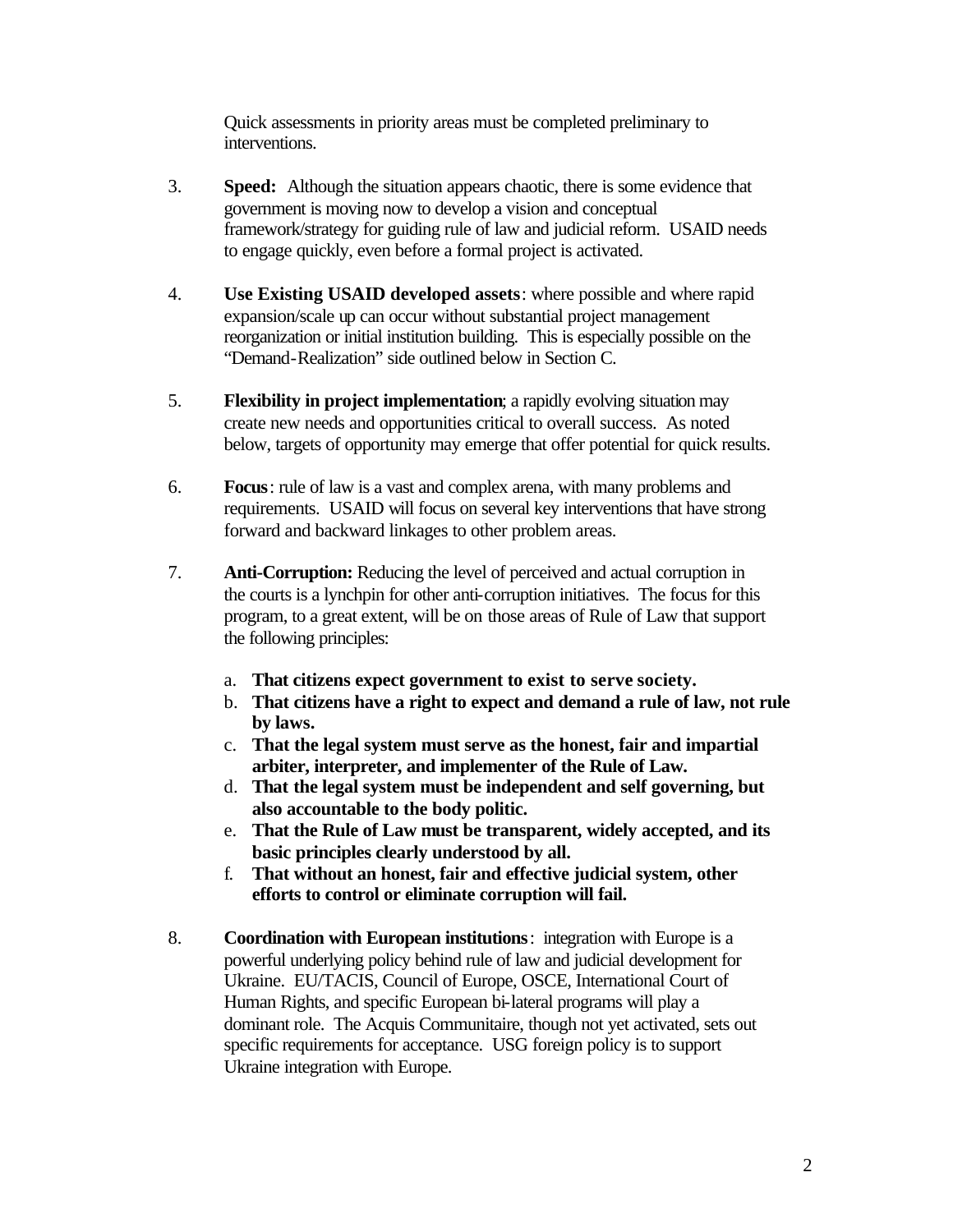Quick assessments in priority areas must be completed preliminary to interventions.

3. **Speed:** Although the situation appears chaotic, there is some evidence that government is moving now to develop a vision and conceptual framework/strategy for guiding rule of law and judicial reform. USAID needs to engage quickly, even before a formal project is activated.

4. **Use Existing USAID developed assets**: where possible and where rapid expansion/scale up can occur without substantial project management reorganization or initial institution building. This is especially possible on the "Demand-Realization" side outlined below in Section C.

5. **Flexibility in project implementation**; a rapidly evolving situation may create new needs and opportunities critical to overall success. As noted below, targets of opportunity may emerge that offer potential for quick results.

6. **Focus**: rule of law is a vast and complex arena, with many problems and requirements. USAID will focus on several key interventions that have strong forward and backward linkages to other problem areas.

7. **Anti-Corruption:** Reducing the level of perceived and actual corruption in the courts is a lynchpin for other anti-corruption initiatives. The focus for this program, to a great extent, will be on those areas of Rule of Law that support the following principles:

   a. **That citizens expect government to exist to serve society.**
   b. **That citizens have a right to expect and demand a rule of law, not rule by laws.**
   c. **That the legal system must serve as the honest, fair and impartial arbiter, interpreter, and implementer of the Rule of Law.**
   d. **That the legal system must be independent and self governing, but also accountable to the body politic.**
   e. **That the Rule of Law must be transparent, widely accepted, and its basic principles clearly understood by all.**
   f. **That without an honest, fair and effective judicial system, other efforts to control or eliminate corruption will fail.**

8. **Coordination with European institutions**: integration with Europe is a powerful underlying policy behind rule of law and judicial development for Ukraine. EU/TACIS, Council of Europe, OSCE, International Court of Human Rights, and specific European bi-lateral programs will play a dominant role. The Acquis Communitaire, though not yet activated, sets out specific requirements for acceptance. USG foreign policy is to support Ukraine integration with Europe.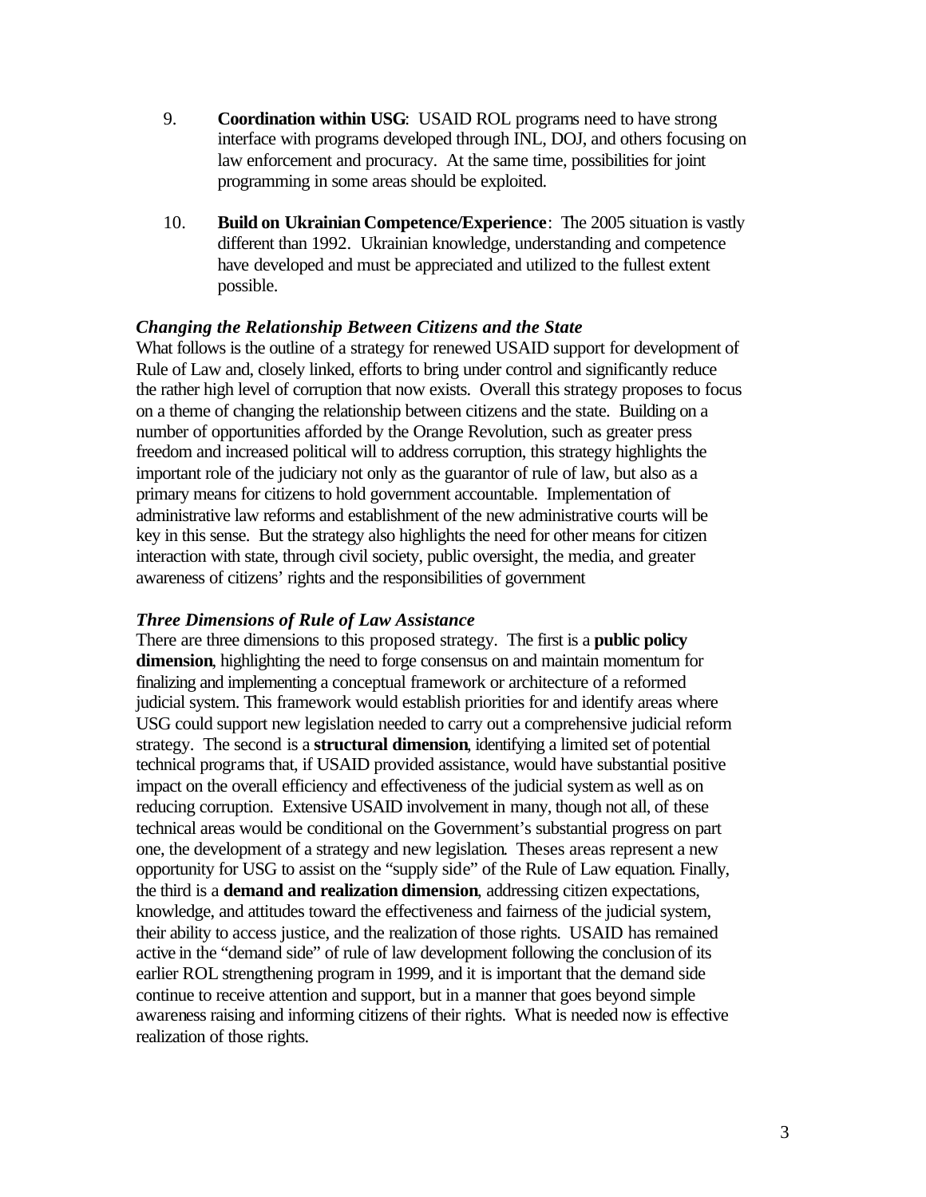9. **Coordination within USG**: USAID ROL programs need to have strong interface with programs developed through INL, DOJ, and others focusing on law enforcement and procuracy. At the same time, possibilities for joint programming in some areas should be exploited.

10. **Build on Ukrainian Competence/Experience**: The 2005 situation is vastly different than 1992. Ukrainian knowledge, understanding and competence have developed and must be appreciated and utilized to the fullest extent possible.

***Changing the Relationship Between Citizens and the State***

What follows is the outline of a strategy for renewed USAID support for development of Rule of Law and, closely linked, efforts to bring under control and significantly reduce the rather high level of corruption that now exists. Overall this strategy proposes to focus on a theme of changing the relationship between citizens and the state. Building on a number of opportunities afforded by the Orange Revolution, such as greater press freedom and increased political will to address corruption, this strategy highlights the important role of the judiciary not only as the guarantor of rule of law, but also as a primary means for citizens to hold government accountable. Implementation of administrative law reforms and establishment of the new administrative courts will be key in this sense. But the strategy also highlights the need for other means for citizen interaction with state, through civil society, public oversight, the media, and greater awareness of citizens' rights and the responsibilities of government

***Three Dimensions of Rule of Law Assistance***

There are three dimensions to this proposed strategy. The first is a **public policy dimension**, highlighting the need to forge consensus on and maintain momentum for finalizing and implementing a conceptual framework or architecture of a reformed judicial system. This framework would establish priorities for and identify areas where USG could support new legislation needed to carry out a comprehensive judicial reform strategy. The second is a **structural dimension**, identifying a limited set of potential technical programs that, if USAID provided assistance, would have substantial positive impact on the overall efficiency and effectiveness of the judicial system as well as on reducing corruption. Extensive USAID involvement in many, though not all, of these technical areas would be conditional on the Government's substantial progress on part one, the development of a strategy and new legislation. Theses areas represent a new opportunity for USG to assist on the "supply side" of the Rule of Law equation. Finally, the third is a **demand and realization dimension**, addressing citizen expectations, knowledge, and attitudes toward the effectiveness and fairness of the judicial system, their ability to access justice, and the realization of those rights. USAID has remained active in the "demand side" of rule of law development following the conclusion of its earlier ROL strengthening program in 1999, and it is important that the demand side continue to receive attention and support, but in a manner that goes beyond simple awareness raising and informing citizens of their rights. What is needed now is effective realization of those rights.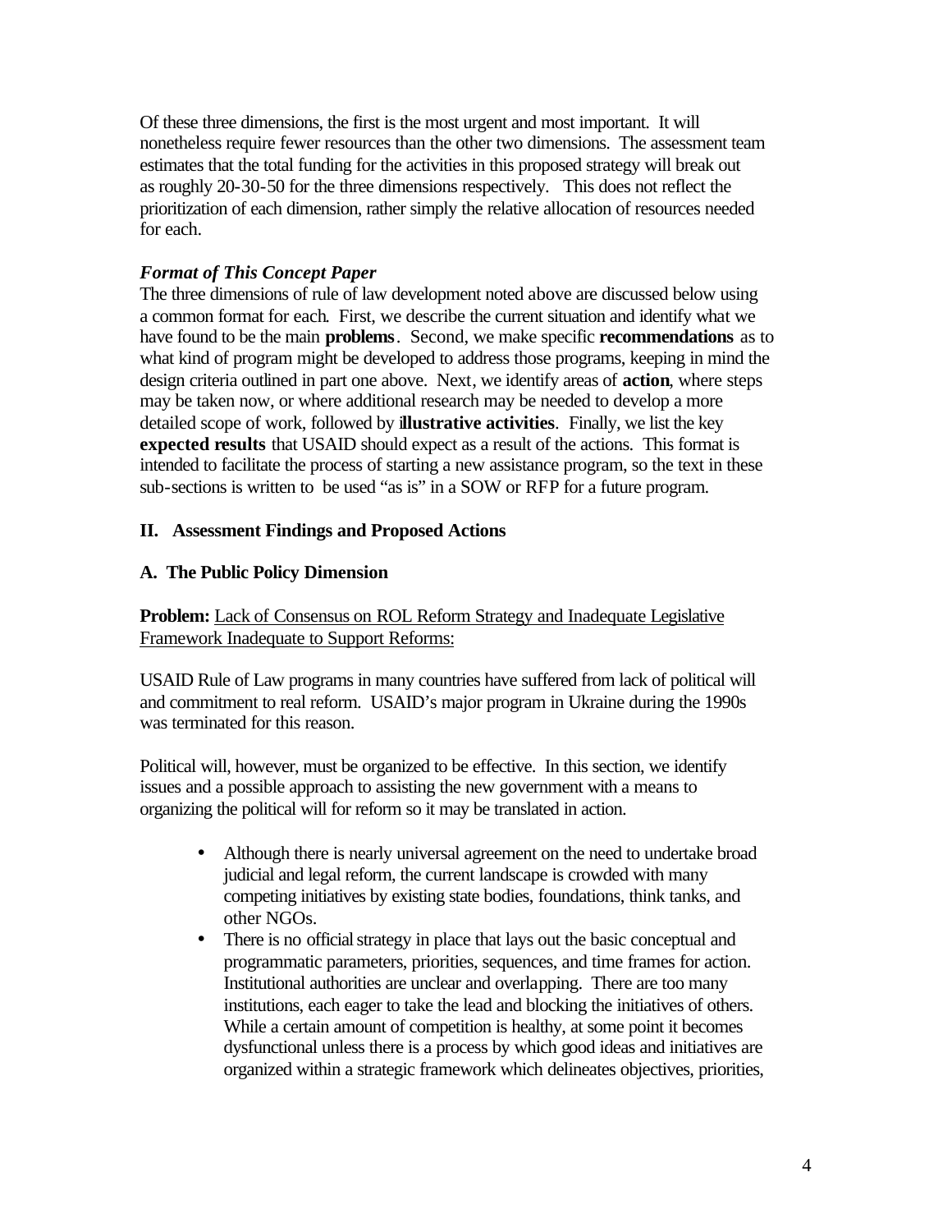Of these three dimensions, the first is the most urgent and most important. It will nonetheless require fewer resources than the other two dimensions. The assessment team estimates that the total funding for the activities in this proposed strategy will break out as roughly 20-30-50 for the three dimensions respectively. This does not reflect the prioritization of each dimension, rather simply the relative allocation of resources needed for each.

***Format of This Concept Paper***

The three dimensions of rule of law development noted above are discussed below using a common format for each. First, we describe the current situation and identify what we have found to be the main **problems**. Second, we make specific **recommendations** as to what kind of program might be developed to address those programs, keeping in mind the design criteria outlined in part one above. Next, we identify areas of **action**, where steps may be taken now, or where additional research may be needed to develop a more detailed scope of work, followed by **illustrative activities**. Finally, we list the key **expected results** that USAID should expect as a result of the actions. This format is intended to facilitate the process of starting a new assistance program, so the text in these sub-sections is written to be used "as is" in a SOW or RFP for a future program.

## II. Assessment Findings and Proposed Actions

### A. The Public Policy Dimension

**Problem:** Lack of Consensus on ROL Reform Strategy and Inadequate Legislative Framework Inadequate to Support Reforms:

USAID Rule of Law programs in many countries have suffered from lack of political will and commitment to real reform. USAID's major program in Ukraine during the 1990s was terminated for this reason.

Political will, however, must be organized to be effective. In this section, we identify issues and a possible approach to assisting the new government with a means to organizing the political will for reform so it may be translated in action.

- Although there is nearly universal agreement on the need to undertake broad judicial and legal reform, the current landscape is crowded with many competing initiatives by existing state bodies, foundations, think tanks, and other NGOs.
- There is no official strategy in place that lays out the basic conceptual and programmatic parameters, priorities, sequences, and time frames for action. Institutional authorities are unclear and overlapping. There are too many institutions, each eager to take the lead and blocking the initiatives of others. While a certain amount of competition is healthy, at some point it becomes dysfunctional unless there is a process by which good ideas and initiatives are organized within a strategic framework which delineates objectives, priorities,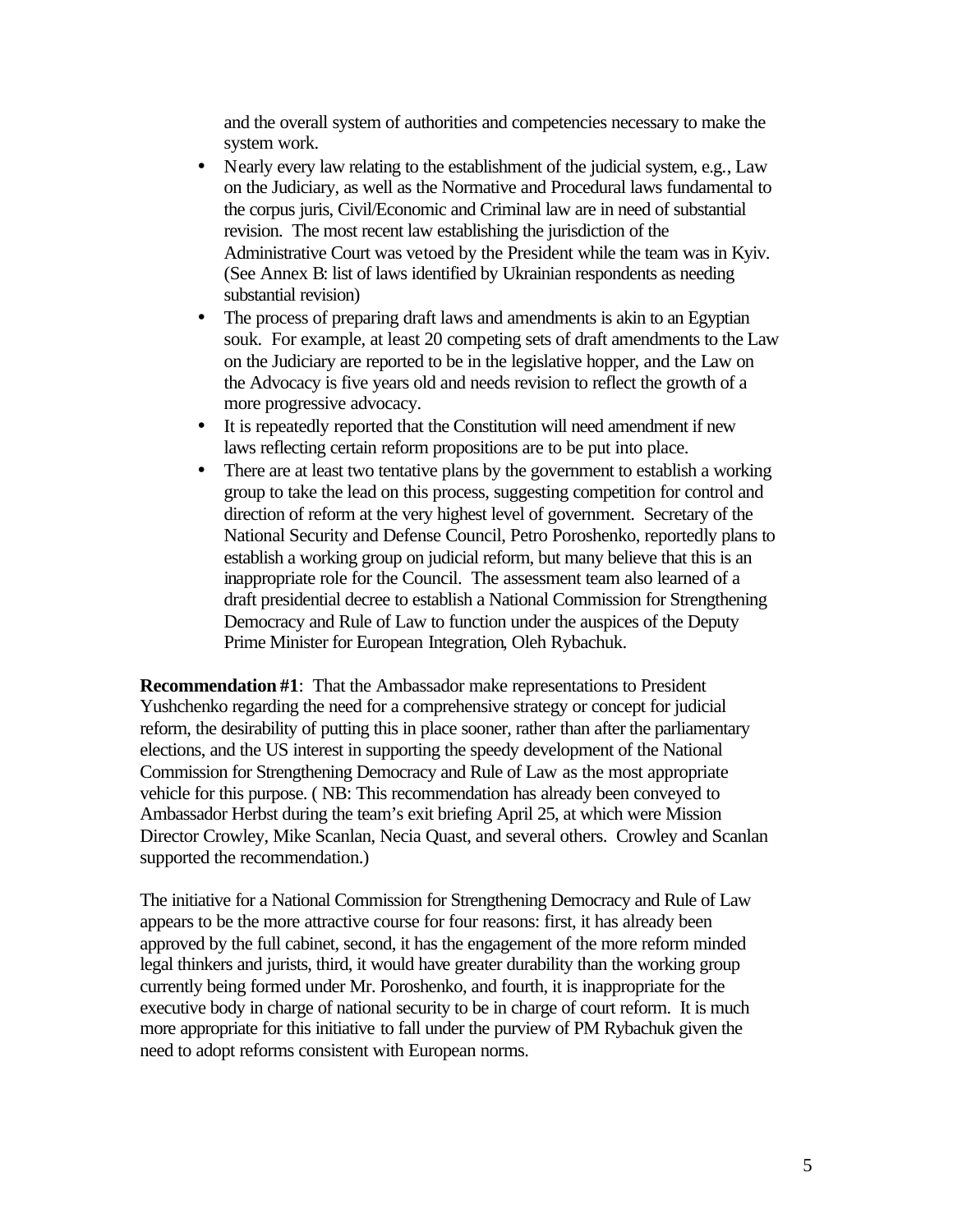and the overall system of authorities and competencies necessary to make the system work.

- Nearly every law relating to the establishment of the judicial system, e.g., Law on the Judiciary, as well as the Normative and Procedural laws fundamental to the corpus juris, Civil/Economic and Criminal law are in need of substantial revision. The most recent law establishing the jurisdiction of the Administrative Court was vetoed by the President while the team was in Kyiv. (See Annex B: list of laws identified by Ukrainian respondents as needing substantial revision)
- The process of preparing draft laws and amendments is akin to an Egyptian souk. For example, at least 20 competing sets of draft amendments to the Law on the Judiciary are reported to be in the legislative hopper, and the Law on the Advocacy is five years old and needs revision to reflect the growth of a more progressive advocacy.
- It is repeatedly reported that the Constitution will need amendment if new laws reflecting certain reform propositions are to be put into place.
- There are at least two tentative plans by the government to establish a working group to take the lead on this process, suggesting competition for control and direction of reform at the very highest level of government. Secretary of the National Security and Defense Council, Petro Poroshenko, reportedly plans to establish a working group on judicial reform, but many believe that this is an inappropriate role for the Council. The assessment team also learned of a draft presidential decree to establish a National Commission for Strengthening Democracy and Rule of Law to function under the auspices of the Deputy Prime Minister for European Integration, Oleh Rybachuk.

**Recommendation #1**: That the Ambassador make representations to President Yushchenko regarding the need for a comprehensive strategy or concept for judicial reform, the desirability of putting this in place sooner, rather than after the parliamentary elections, and the US interest in supporting the speedy development of the National Commission for Strengthening Democracy and Rule of Law as the most appropriate vehicle for this purpose. ( NB: This recommendation has already been conveyed to Ambassador Herbst during the team's exit briefing April 25, at which were Mission Director Crowley, Mike Scanlan, Necia Quast, and several others. Crowley and Scanlan supported the recommendation.)

The initiative for a National Commission for Strengthening Democracy and Rule of Law appears to be the more attractive course for four reasons: first, it has already been approved by the full cabinet, second, it has the engagement of the more reform minded legal thinkers and jurists, third, it would have greater durability than the working group currently being formed under Mr. Poroshenko, and fourth, it is inappropriate for the executive body in charge of national security to be in charge of court reform. It is much more appropriate for this initiative to fall under the purview of PM Rybachuk given the need to adopt reforms consistent with European norms.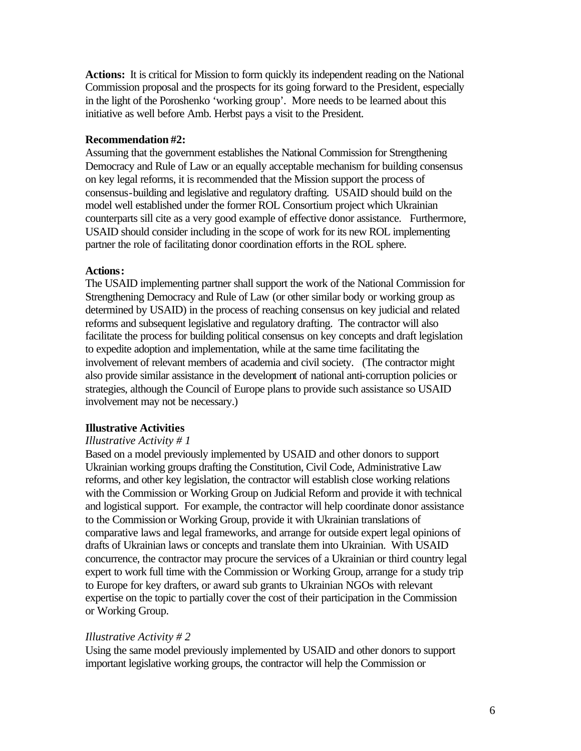**Actions:** It is critical for Mission to form quickly its independent reading on the National Commission proposal and the prospects for its going forward to the President, especially in the light of the Poroshenko 'working group'. More needs to be learned about this initiative as well before Amb. Herbst pays a visit to the President.

**Recommendation #2:**

Assuming that the government establishes the National Commission for Strengthening Democracy and Rule of Law or an equally acceptable mechanism for building consensus on key legal reforms, it is recommended that the Mission support the process of consensus-building and legislative and regulatory drafting. USAID should build on the model well established under the former ROL Consortium project which Ukrainian counterparts sill cite as a very good example of effective donor assistance. Furthermore, USAID should consider including in the scope of work for its new ROL implementing partner the role of facilitating donor coordination efforts in the ROL sphere.

**Actions:**

The USAID implementing partner shall support the work of the National Commission for Strengthening Democracy and Rule of Law (or other similar body or working group as determined by USAID) in the process of reaching consensus on key judicial and related reforms and subsequent legislative and regulatory drafting. The contractor will also facilitate the process for building political consensus on key concepts and draft legislation to expedite adoption and implementation, while at the same time facilitating the involvement of relevant members of academia and civil society. (The contractor might also provide similar assistance in the development of national anti-corruption policies or strategies, although the Council of Europe plans to provide such assistance so USAID involvement may not be necessary.)

**Illustrative Activities**

*Illustrative Activity # 1*

Based on a model previously implemented by USAID and other donors to support Ukrainian working groups drafting the Constitution, Civil Code, Administrative Law reforms, and other key legislation, the contractor will establish close working relations with the Commission or Working Group on Judicial Reform and provide it with technical and logistical support. For example, the contractor will help coordinate donor assistance to the Commission or Working Group, provide it with Ukrainian translations of comparative laws and legal frameworks, and arrange for outside expert legal opinions of drafts of Ukrainian laws or concepts and translate them into Ukrainian. With USAID concurrence, the contractor may procure the services of a Ukrainian or third country legal expert to work full time with the Commission or Working Group, arrange for a study trip to Europe for key drafters, or award sub grants to Ukrainian NGOs with relevant expertise on the topic to partially cover the cost of their participation in the Commission or Working Group.

*Illustrative Activity # 2*

Using the same model previously implemented by USAID and other donors to support important legislative working groups, the contractor will help the Commission or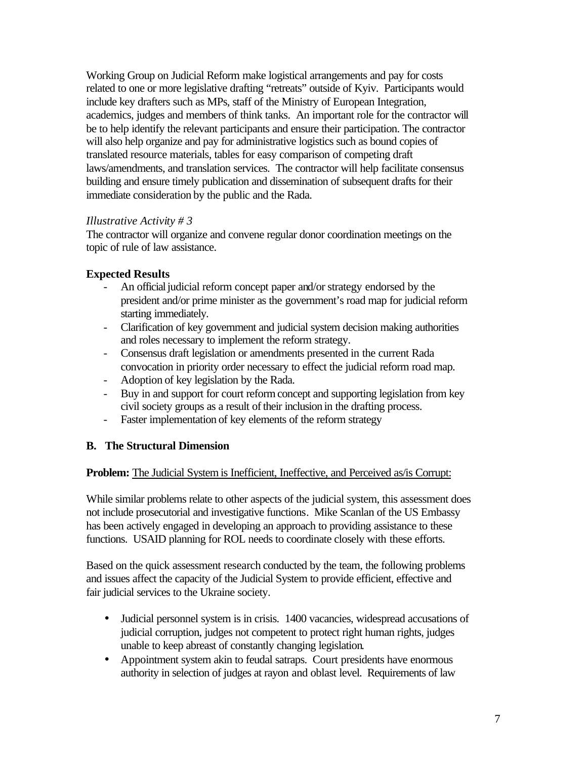Working Group on Judicial Reform make logistical arrangements and pay for costs related to one or more legislative drafting "retreats" outside of Kyiv. Participants would include key drafters such as MPs, staff of the Ministry of European Integration, academics, judges and members of think tanks. An important role for the contractor will be to help identify the relevant participants and ensure their participation. The contractor will also help organize and pay for administrative logistics such as bound copies of translated resource materials, tables for easy comparison of competing draft laws/amendments, and translation services. The contractor will help facilitate consensus building and ensure timely publication and dissemination of subsequent drafts for their immediate consideration by the public and the Rada.

*Illustrative Activity # 3*

The contractor will organize and convene regular donor coordination meetings on the topic of rule of law assistance.

**Expected Results**

- An official judicial reform concept paper and/or strategy endorsed by the president and/or prime minister as the government's road map for judicial reform starting immediately.
- Clarification of key government and judicial system decision making authorities and roles necessary to implement the reform strategy.
- Consensus draft legislation or amendments presented in the current Rada convocation in priority order necessary to effect the judicial reform road map.
- Adoption of key legislation by the Rada.
- Buy in and support for court reform concept and supporting legislation from key civil society groups as a result of their inclusion in the drafting process.
- Faster implementation of key elements of the reform strategy

### B. The Structural Dimension

**Problem:** The Judicial System is Inefficient, Ineffective, and Perceived as/is Corrupt:

While similar problems relate to other aspects of the judicial system, this assessment does not include prosecutorial and investigative functions. Mike Scanlan of the US Embassy has been actively engaged in developing an approach to providing assistance to these functions. USAID planning for ROL needs to coordinate closely with these efforts.

Based on the quick assessment research conducted by the team, the following problems and issues affect the capacity of the Judicial System to provide efficient, effective and fair judicial services to the Ukraine society.

- Judicial personnel system is in crisis. 1400 vacancies, widespread accusations of judicial corruption, judges not competent to protect right human rights, judges unable to keep abreast of constantly changing legislation.
- Appointment system akin to feudal satraps. Court presidents have enormous authority in selection of judges at rayon and oblast level. Requirements of law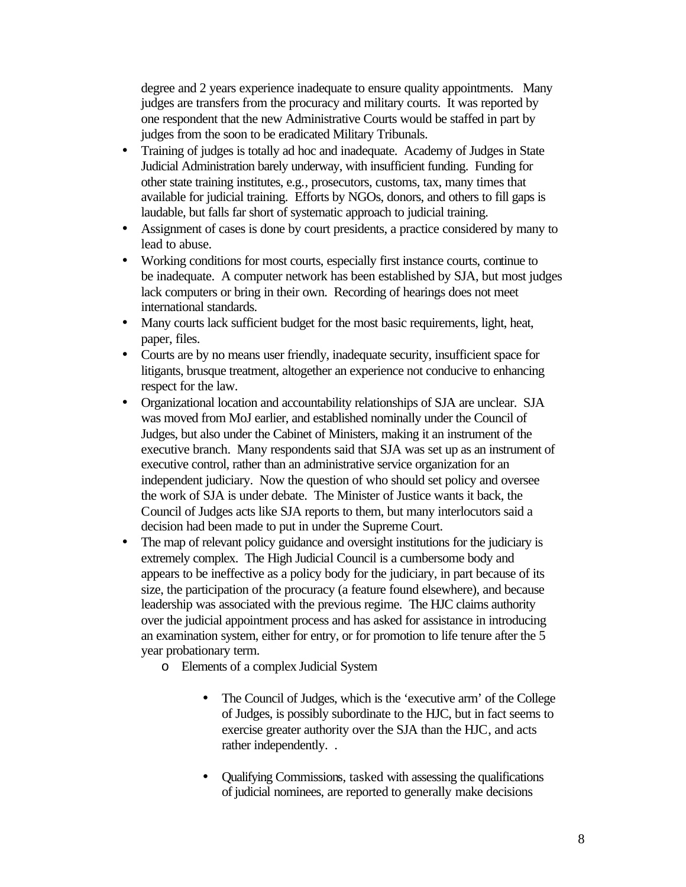degree and 2 years experience inadequate to ensure quality appointments. Many judges are transfers from the procuracy and military courts. It was reported by one respondent that the new Administrative Courts would be staffed in part by judges from the soon to be eradicated Military Tribunals.

- Training of judges is totally ad hoc and inadequate. Academy of Judges in State Judicial Administration barely underway, with insufficient funding. Funding for other state training institutes, e.g., prosecutors, customs, tax, many times that available for judicial training. Efforts by NGOs, donors, and others to fill gaps is laudable, but falls far short of systematic approach to judicial training.
- Assignment of cases is done by court presidents, a practice considered by many to lead to abuse.
- Working conditions for most courts, especially first instance courts, continue to be inadequate. A computer network has been established by SJA, but most judges lack computers or bring in their own. Recording of hearings does not meet international standards.
- Many courts lack sufficient budget for the most basic requirements, light, heat, paper, files.
- Courts are by no means user friendly, inadequate security, insufficient space for litigants, brusque treatment, altogether an experience not conducive to enhancing respect for the law.
- Organizational location and accountability relationships of SJA are unclear. SJA was moved from MoJ earlier, and established nominally under the Council of Judges, but also under the Cabinet of Ministers, making it an instrument of the executive branch. Many respondents said that SJA was set up as an instrument of executive control, rather than an administrative service organization for an independent judiciary. Now the question of who should set policy and oversee the work of SJA is under debate. The Minister of Justice wants it back, the Council of Judges acts like SJA reports to them, but many interlocutors said a decision had been made to put in under the Supreme Court.
- The map of relevant policy guidance and oversight institutions for the judiciary is extremely complex. The High Judicial Council is a cumbersome body and appears to be ineffective as a policy body for the judiciary, in part because of its size, the participation of the procuracy (a feature found elsewhere), and because leadership was associated with the previous regime. The HJC claims authority over the judicial appointment process and has asked for assistance in introducing an examination system, either for entry, or for promotion to life tenure after the 5 year probationary term.
    - Elements of a complex Judicial System
        - The Council of Judges, which is the 'executive arm' of the College of Judges, is possibly subordinate to the HJC, but in fact seems to exercise greater authority over the SJA than the HJC, and acts rather independently. .
        - Qualifying Commissions, tasked with assessing the qualifications of judicial nominees, are reported to generally make decisions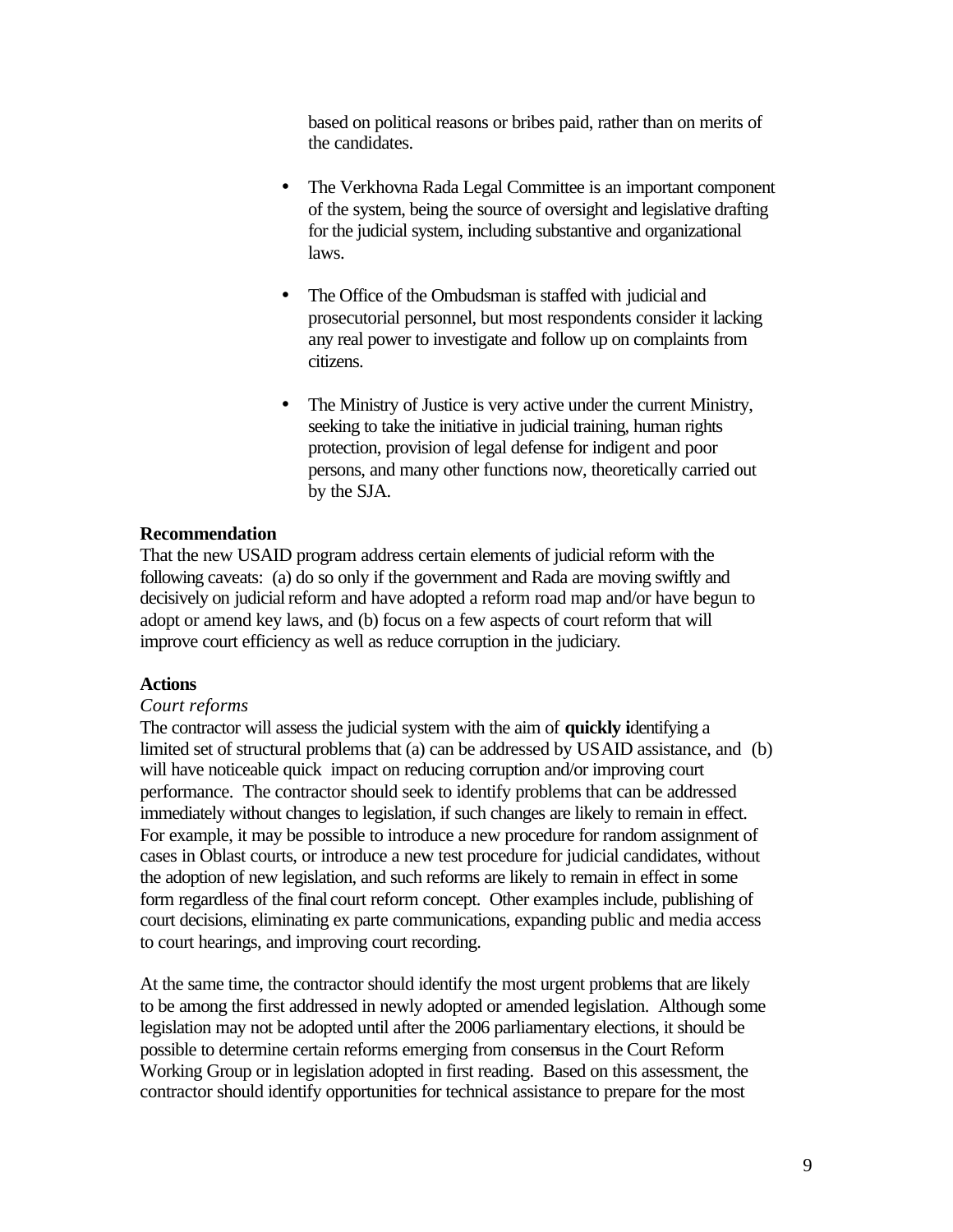based on political reasons or bribes paid, rather than on merits of the candidates.

- The Verkhovna Rada Legal Committee is an important component of the system, being the source of oversight and legislative drafting for the judicial system, including substantive and organizational laws.

- The Office of the Ombudsman is staffed with judicial and prosecutorial personnel, but most respondents consider it lacking any real power to investigate and follow up on complaints from citizens.

- The Ministry of Justice is very active under the current Ministry, seeking to take the initiative in judicial training, human rights protection, provision of legal defense for indigent and poor persons, and many other functions now, theoretically carried out by the SJA.

**Recommendation**

That the new USAID program address certain elements of judicial reform with the following caveats: (a) do so only if the government and Rada are moving swiftly and decisively on judicial reform and have adopted a reform road map and/or have begun to adopt or amend key laws, and (b) focus on a few aspects of court reform that will improve court efficiency as well as reduce corruption in the judiciary.

**Actions**

*Court reforms*

The contractor will assess the judicial system with the aim of **quickly i**dentifying a limited set of structural problems that (a) can be addressed by USAID assistance, and (b) will have noticeable quick impact on reducing corruption and/or improving court performance. The contractor should seek to identify problems that can be addressed immediately without changes to legislation, if such changes are likely to remain in effect. For example, it may be possible to introduce a new procedure for random assignment of cases in Oblast courts, or introduce a new test procedure for judicial candidates, without the adoption of new legislation, and such reforms are likely to remain in effect in some form regardless of the final court reform concept. Other examples include, publishing of court decisions, eliminating ex parte communications, expanding public and media access to court hearings, and improving court recording.

At the same time, the contractor should identify the most urgent problems that are likely to be among the first addressed in newly adopted or amended legislation. Although some legislation may not be adopted until after the 2006 parliamentary elections, it should be possible to determine certain reforms emerging from consensus in the Court Reform Working Group or in legislation adopted in first reading. Based on this assessment, the contractor should identify opportunities for technical assistance to prepare for the most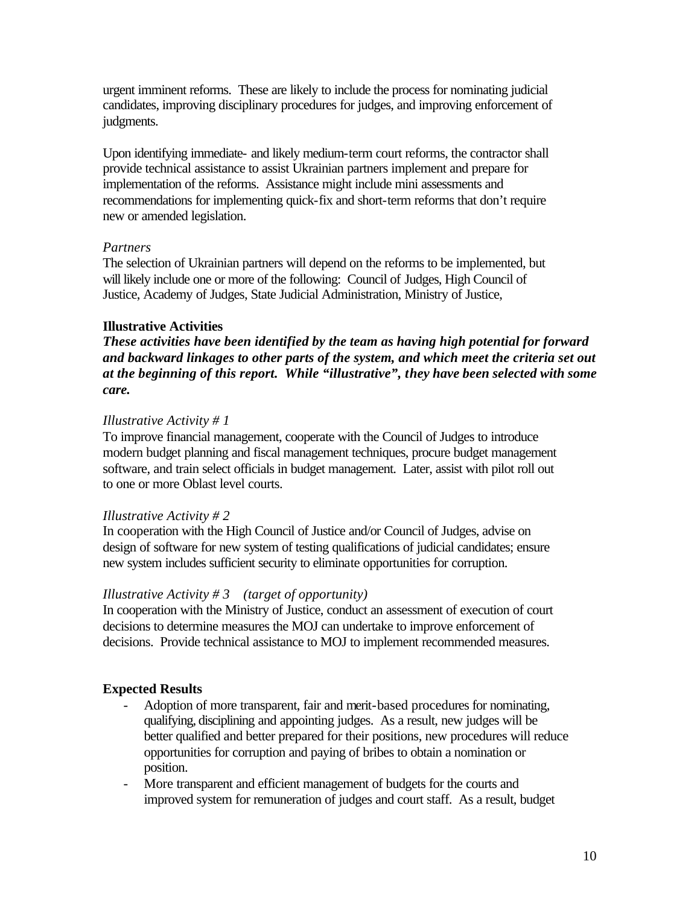urgent imminent reforms. These are likely to include the process for nominating judicial candidates, improving disciplinary procedures for judges, and improving enforcement of judgments.

Upon identifying immediate- and likely medium-term court reforms, the contractor shall provide technical assistance to assist Ukrainian partners implement and prepare for implementation of the reforms. Assistance might include mini assessments and recommendations for implementing quick-fix and short-term reforms that don't require new or amended legislation.

*Partners*

The selection of Ukrainian partners will depend on the reforms to be implemented, but will likely include one or more of the following: Council of Judges, High Council of Justice, Academy of Judges, State Judicial Administration, Ministry of Justice,

**Illustrative Activities**

***These activities have been identified by the team as having high potential for forward and backward linkages to other parts of the system, and which meet the criteria set out at the beginning of this report. While "illustrative", they have been selected with some care.***

*Illustrative Activity # 1*

To improve financial management, cooperate with the Council of Judges to introduce modern budget planning and fiscal management techniques, procure budget management software, and train select officials in budget management. Later, assist with pilot roll out to one or more Oblast level courts.

*Illustrative Activity # 2*

In cooperation with the High Council of Justice and/or Council of Judges, advise on design of software for new system of testing qualifications of judicial candidates; ensure new system includes sufficient security to eliminate opportunities for corruption.

*Illustrative Activity # 3 (target of opportunity)*

In cooperation with the Ministry of Justice, conduct an assessment of execution of court decisions to determine measures the MOJ can undertake to improve enforcement of decisions. Provide technical assistance to MOJ to implement recommended measures.

**Expected Results**

- Adoption of more transparent, fair and merit-based procedures for nominating, qualifying, disciplining and appointing judges. As a result, new judges will be better qualified and better prepared for their positions, new procedures will reduce opportunities for corruption and paying of bribes to obtain a nomination or position.
- More transparent and efficient management of budgets for the courts and improved system for remuneration of judges and court staff. As a result, budget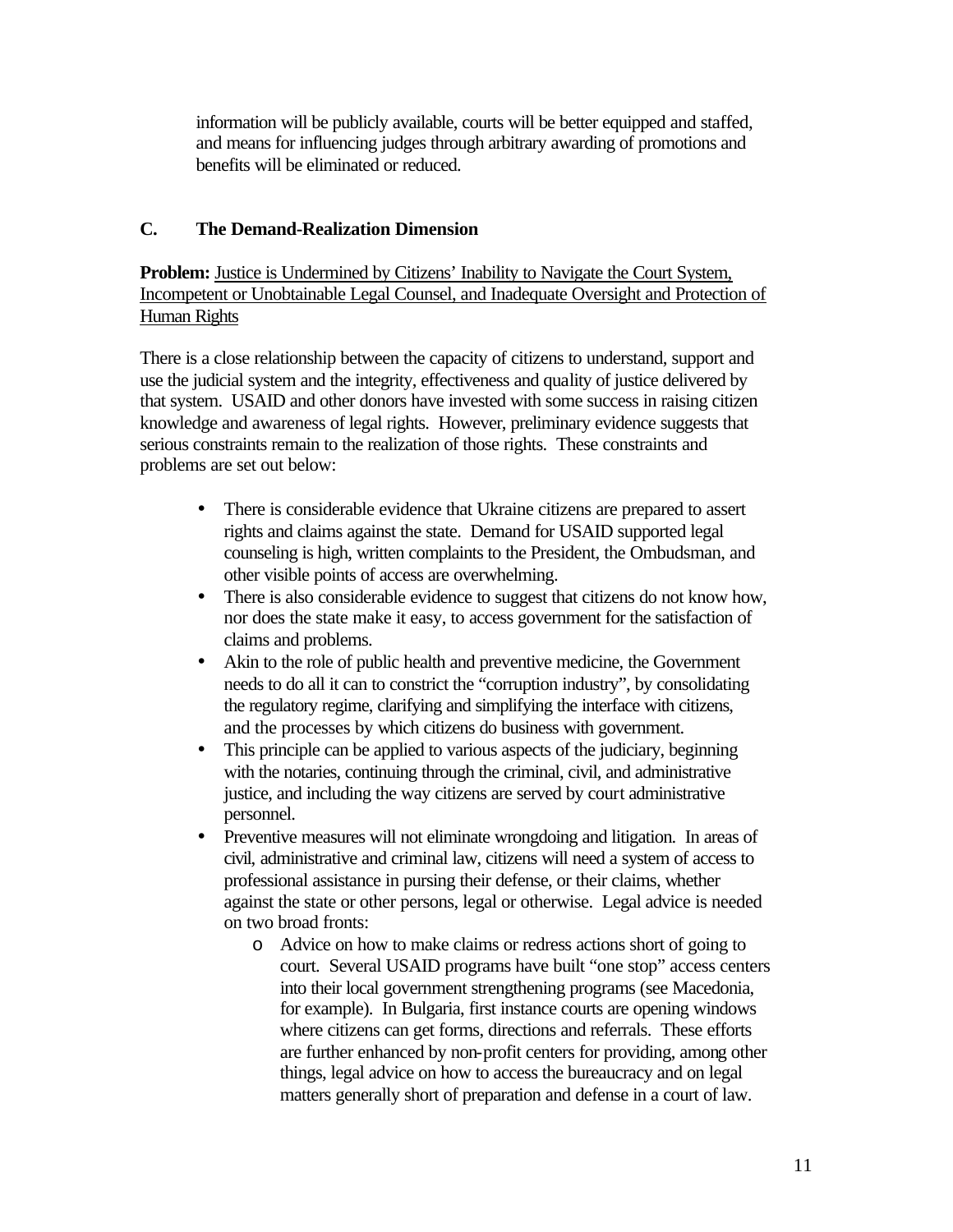information will be publicly available, courts will be better equipped and staffed, and means for influencing judges through arbitrary awarding of promotions and benefits will be eliminated or reduced.

## C. The Demand-Realization Dimension

**Problem:** Justice is Undermined by Citizens' Inability to Navigate the Court System, Incompetent or Unobtainable Legal Counsel, and Inadequate Oversight and Protection of Human Rights

There is a close relationship between the capacity of citizens to understand, support and use the judicial system and the integrity, effectiveness and quality of justice delivered by that system. USAID and other donors have invested with some success in raising citizen knowledge and awareness of legal rights. However, preliminary evidence suggests that serious constraints remain to the realization of those rights. These constraints and problems are set out below:

- There is considerable evidence that Ukraine citizens are prepared to assert rights and claims against the state. Demand for USAID supported legal counseling is high, written complaints to the President, the Ombudsman, and other visible points of access are overwhelming.
- There is also considerable evidence to suggest that citizens do not know how, nor does the state make it easy, to access government for the satisfaction of claims and problems.
- Akin to the role of public health and preventive medicine, the Government needs to do all it can to constrict the "corruption industry", by consolidating the regulatory regime, clarifying and simplifying the interface with citizens, and the processes by which citizens do business with government.
- This principle can be applied to various aspects of the judiciary, beginning with the notaries, continuing through the criminal, civil, and administrative justice, and including the way citizens are served by court administrative personnel.
- Preventive measures will not eliminate wrongdoing and litigation. In areas of civil, administrative and criminal law, citizens will need a system of access to professional assistance in pursing their defense, or their claims, whether against the state or other persons, legal or otherwise. Legal advice is needed on two broad fronts:
    - Advice on how to make claims or redress actions short of going to court. Several USAID programs have built "one stop" access centers into their local government strengthening programs (see Macedonia, for example). In Bulgaria, first instance courts are opening windows where citizens can get forms, directions and referrals. These efforts are further enhanced by non-profit centers for providing, among other things, legal advice on how to access the bureaucracy and on legal matters generally short of preparation and defense in a court of law.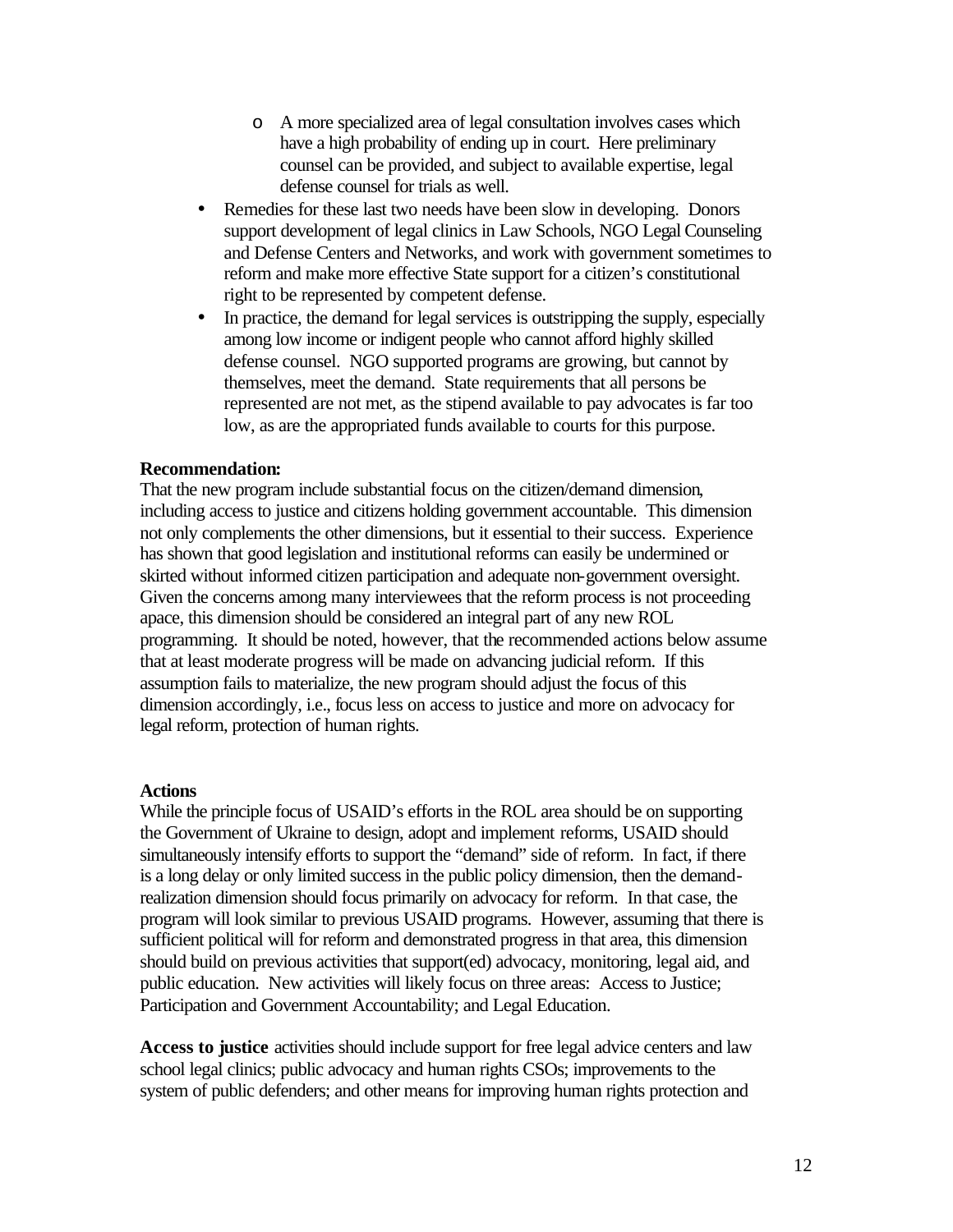- A more specialized area of legal consultation involves cases which have a high probability of ending up in court. Here preliminary counsel can be provided, and subject to available expertise, legal defense counsel for trials as well.
- Remedies for these last two needs have been slow in developing. Donors support development of legal clinics in Law Schools, NGO Legal Counseling and Defense Centers and Networks, and work with government sometimes to reform and make more effective State support for a citizen's constitutional right to be represented by competent defense.
- In practice, the demand for legal services is outstripping the supply, especially among low income or indigent people who cannot afford highly skilled defense counsel. NGO supported programs are growing, but cannot by themselves, meet the demand. State requirements that all persons be represented are not met, as the stipend available to pay advocates is far too low, as are the appropriated funds available to courts for this purpose.

**Recommendation:**
That the new program include substantial focus on the citizen/demand dimension, including access to justice and citizens holding government accountable. This dimension not only complements the other dimensions, but it essential to their success. Experience has shown that good legislation and institutional reforms can easily be undermined or skirted without informed citizen participation and adequate non-government oversight. Given the concerns among many interviewees that the reform process is not proceeding apace, this dimension should be considered an integral part of any new ROL programming. It should be noted, however, that the recommended actions below assume that at least moderate progress will be made on advancing judicial reform. If this assumption fails to materialize, the new program should adjust the focus of this dimension accordingly, i.e., focus less on access to justice and more on advocacy for legal reform, protection of human rights.

**Actions**
While the principle focus of USAID's efforts in the ROL area should be on supporting the Government of Ukraine to design, adopt and implement reforms, USAID should simultaneously intensify efforts to support the "demand" side of reform. In fact, if there is a long delay or only limited success in the public policy dimension, then the demand-realization dimension should focus primarily on advocacy for reform. In that case, the program will look similar to previous USAID programs. However, assuming that there is sufficient political will for reform and demonstrated progress in that area, this dimension should build on previous activities that support(ed) advocacy, monitoring, legal aid, and public education. New activities will likely focus on three areas: Access to Justice; Participation and Government Accountability; and Legal Education.

**Access to justice** activities should include support for free legal advice centers and law school legal clinics; public advocacy and human rights CSOs; improvements to the system of public defenders; and other means for improving human rights protection and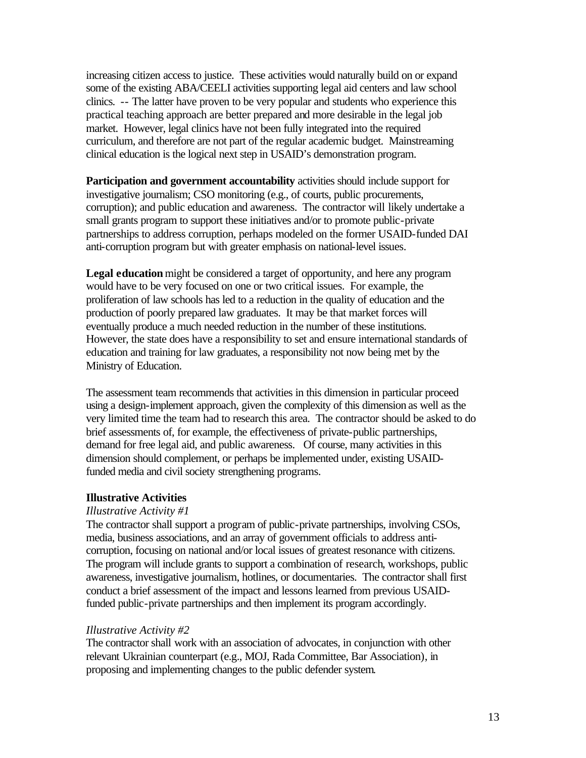increasing citizen access to justice. These activities would naturally build on or expand some of the existing ABA/CEELI activities supporting legal aid centers and law school clinics. -- The latter have proven to be very popular and students who experience this practical teaching approach are better prepared and more desirable in the legal job market. However, legal clinics have not been fully integrated into the required curriculum, and therefore are not part of the regular academic budget. Mainstreaming clinical education is the logical next step in USAID's demonstration program.

**Participation and government accountability** activities should include support for investigative journalism; CSO monitoring (e.g., of courts, public procurements, corruption); and public education and awareness. The contractor will likely undertake a small grants program to support these initiatives and/or to promote public-private partnerships to address corruption, perhaps modeled on the former USAID-funded DAI anti-corruption program but with greater emphasis on national-level issues.

**Legal education** might be considered a target of opportunity, and here any program would have to be very focused on one or two critical issues. For example, the proliferation of law schools has led to a reduction in the quality of education and the production of poorly prepared law graduates. It may be that market forces will eventually produce a much needed reduction in the number of these institutions. However, the state does have a responsibility to set and ensure international standards of education and training for law graduates, a responsibility not now being met by the Ministry of Education.

The assessment team recommends that activities in this dimension in particular proceed using a design-implement approach, given the complexity of this dimension as well as the very limited time the team had to research this area. The contractor should be asked to do brief assessments of, for example, the effectiveness of private-public partnerships, demand for free legal aid, and public awareness. Of course, many activities in this dimension should complement, or perhaps be implemented under, existing USAID-funded media and civil society strengthening programs.

### Illustrative Activities

*Illustrative Activity #1*

The contractor shall support a program of public-private partnerships, involving CSOs, media, business associations, and an array of government officials to address anti-corruption, focusing on national and/or local issues of greatest resonance with citizens. The program will include grants to support a combination of research, workshops, public awareness, investigative journalism, hotlines, or documentaries. The contractor shall first conduct a brief assessment of the impact and lessons learned from previous USAID-funded public-private partnerships and then implement its program accordingly.

*Illustrative Activity #2*

The contractor shall work with an association of advocates, in conjunction with other relevant Ukrainian counterpart (e.g., MOJ, Rada Committee, Bar Association), in proposing and implementing changes to the public defender system.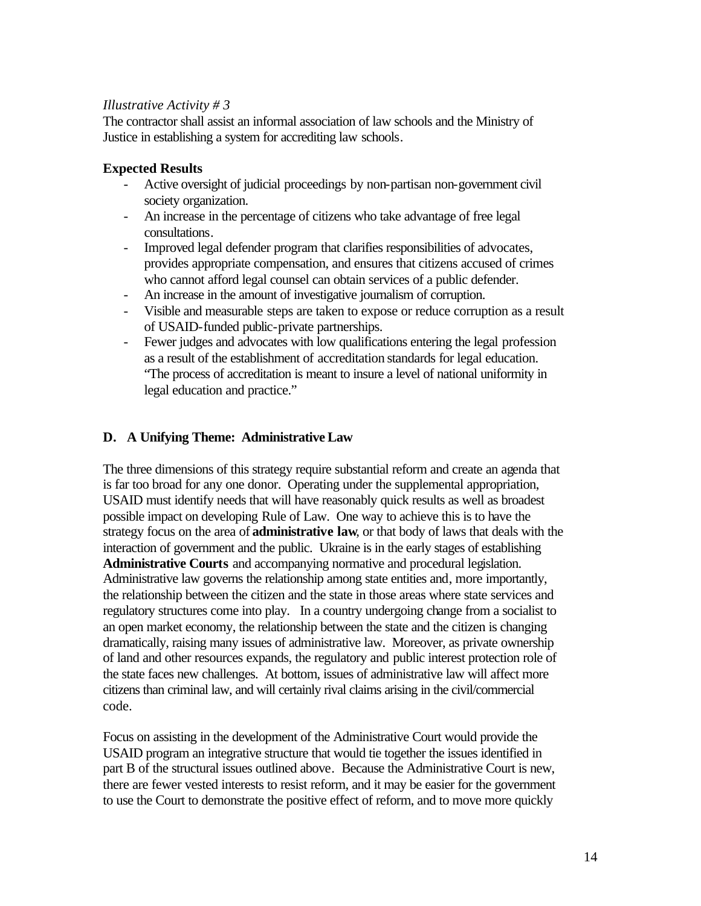*Illustrative Activity # 3*

The contractor shall assist an informal association of law schools and the Ministry of Justice in establishing a system for accrediting law schools.

**Expected Results**

- Active oversight of judicial proceedings by non-partisan non-government civil society organization.
- An increase in the percentage of citizens who take advantage of free legal consultations.
- Improved legal defender program that clarifies responsibilities of advocates, provides appropriate compensation, and ensures that citizens accused of crimes who cannot afford legal counsel can obtain services of a public defender.
- An increase in the amount of investigative journalism of corruption.
- Visible and measurable steps are taken to expose or reduce corruption as a result of USAID-funded public-private partnerships.
- Fewer judges and advocates with low qualifications entering the legal profession as a result of the establishment of accreditation standards for legal education. "The process of accreditation is meant to insure a level of national uniformity in legal education and practice."

## D. A Unifying Theme: Administrative Law

The three dimensions of this strategy require substantial reform and create an agenda that is far too broad for any one donor. Operating under the supplemental appropriation, USAID must identify needs that will have reasonably quick results as well as broadest possible impact on developing Rule of Law. One way to achieve this is to have the strategy focus on the area of **administrative law**, or that body of laws that deals with the interaction of government and the public. Ukraine is in the early stages of establishing **Administrative Courts** and accompanying normative and procedural legislation. Administrative law governs the relationship among state entities and, more importantly, the relationship between the citizen and the state in those areas where state services and regulatory structures come into play. In a country undergoing change from a socialist to an open market economy, the relationship between the state and the citizen is changing dramatically, raising many issues of administrative law. Moreover, as private ownership of land and other resources expands, the regulatory and public interest protection role of the state faces new challenges. At bottom, issues of administrative law will affect more citizens than criminal law, and will certainly rival claims arising in the civil/commercial code.

Focus on assisting in the development of the Administrative Court would provide the USAID program an integrative structure that would tie together the issues identified in part B of the structural issues outlined above. Because the Administrative Court is new, there are fewer vested interests to resist reform, and it may be easier for the government to use the Court to demonstrate the positive effect of reform, and to move more quickly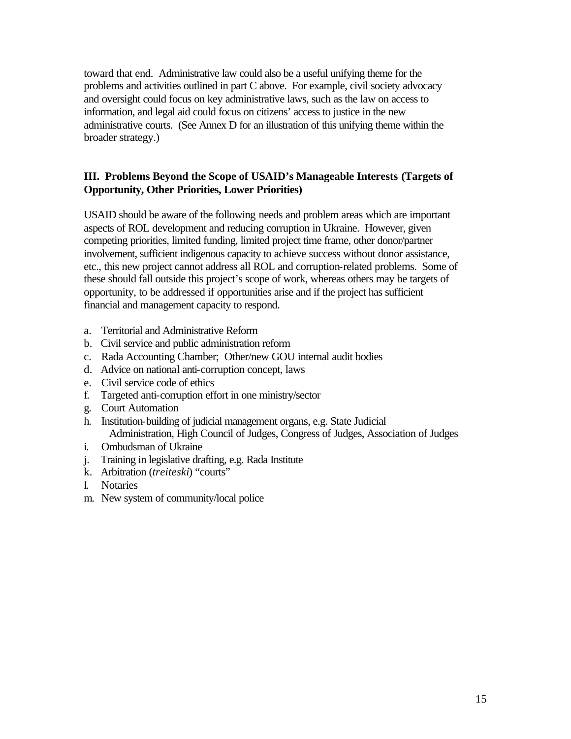toward that end. Administrative law could also be a useful unifying theme for the problems and activities outlined in part C above. For example, civil society advocacy and oversight could focus on key administrative laws, such as the law on access to information, and legal aid could focus on citizens' access to justice in the new administrative courts. (See Annex D for an illustration of this unifying theme within the broader strategy.)

## III. Problems Beyond the Scope of USAID's Manageable Interests (Targets of Opportunity, Other Priorities, Lower Priorities)

USAID should be aware of the following needs and problem areas which are important aspects of ROL development and reducing corruption in Ukraine. However, given competing priorities, limited funding, limited project time frame, other donor/partner involvement, sufficient indigenous capacity to achieve success without donor assistance, etc., this new project cannot address all ROL and corruption-related problems. Some of these should fall outside this project's scope of work, whereas others may be targets of opportunity, to be addressed if opportunities arise and if the project has sufficient financial and management capacity to respond.

a. Territorial and Administrative Reform
b. Civil service and public administration reform
c. Rada Accounting Chamber; Other/new GOU internal audit bodies
d. Advice on national anti-corruption concept, laws
e. Civil service code of ethics
f. Targeted anti-corruption effort in one ministry/sector
g. Court Automation
h. Institution-building of judicial management organs, e.g. State Judicial Administration, High Council of Judges, Congress of Judges, Association of Judges
i. Ombudsman of Ukraine
j. Training in legislative drafting, e.g. Rada Institute
k. Arbitration (*treiteski*) "courts"
l. Notaries
m. New system of community/local police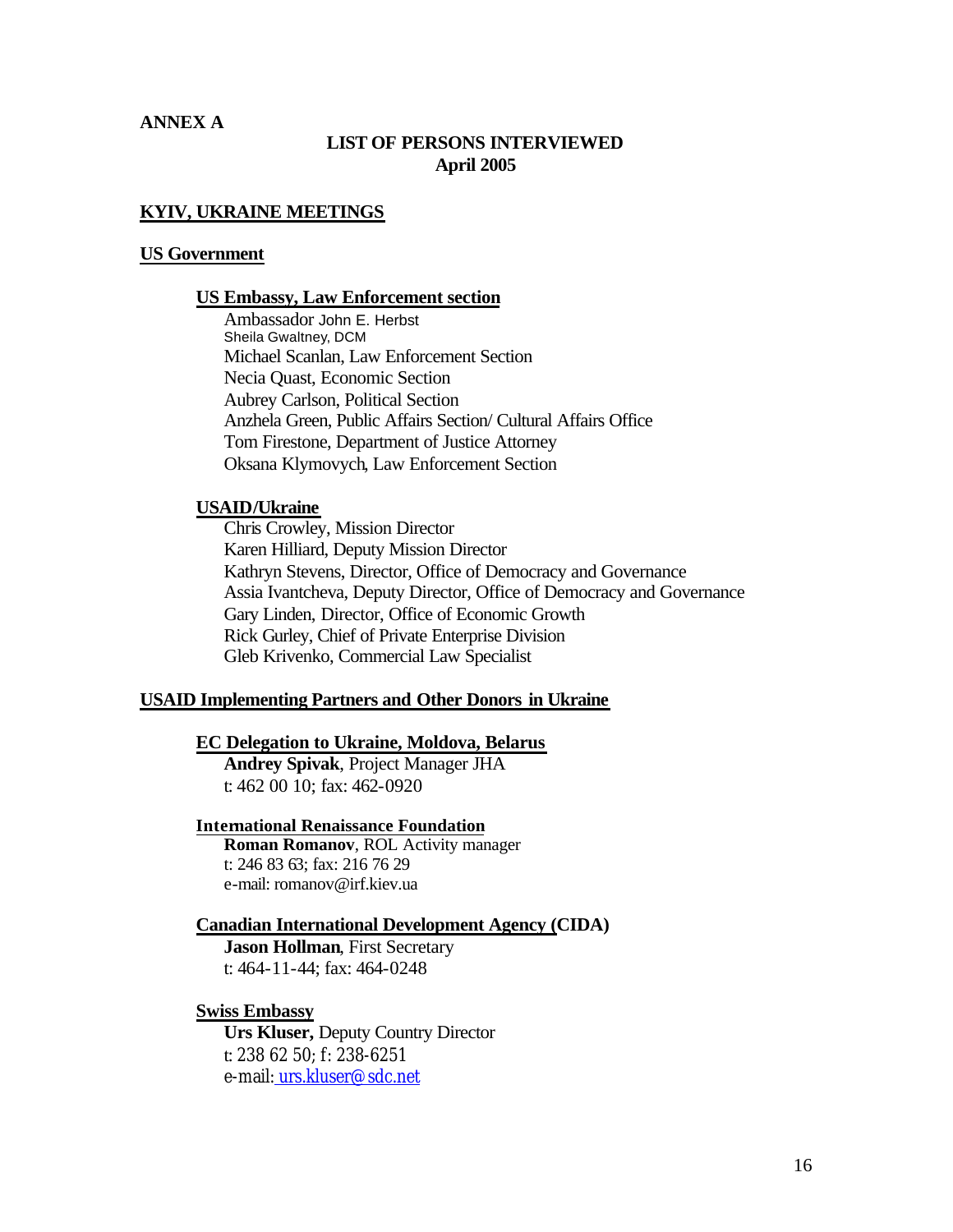**ANNEX A**

## LIST OF PERSONS INTERVIEWED
## April 2005

### KYIV, UKRAINE MEETINGS

### US Government

#### US Embassy, Law Enforcement section

Ambassador John E. Herbst
Sheila Gwaltney, DCM
Michael Scanlan, Law Enforcement Section
Necia Quast, Economic Section
Aubrey Carlson, Political Section
Anzhela Green, Public Affairs Section/ Cultural Affairs Office
Tom Firestone, Department of Justice Attorney
Oksana Klymovych, Law Enforcement Section

#### USAID/Ukraine

Chris Crowley, Mission Director
Karen Hilliard, Deputy Mission Director
Kathryn Stevens, Director, Office of Democracy and Governance
Assia Ivantcheva, Deputy Director, Office of Democracy and Governance
Gary Linden, Director, Office of Economic Growth
Rick Gurley, Chief of Private Enterprise Division
Gleb Krivenko, Commercial Law Specialist

### USAID Implementing Partners and Other Donors in Ukraine

#### EC Delegation to Ukraine, Moldova, Belarus

**Andrey Spivak**, Project Manager JHA
t: 462 00 10; fax: 462-0920

#### International Renaissance Foundation

**Roman Romanov**, ROL Activity manager
t: 246 83 63; fax: 216 76 29
e-mail: romanov@irf.kiev.ua

#### Canadian International Development Agency (CIDA)

**Jason Hollman**, First Secretary
t: 464-11-44; fax: 464-0248

#### Swiss Embassy

**Urs Kluser,** Deputy Country Director
t: 238 62 50; f: 238-6251
e-mail: urs.kluser@sdc.net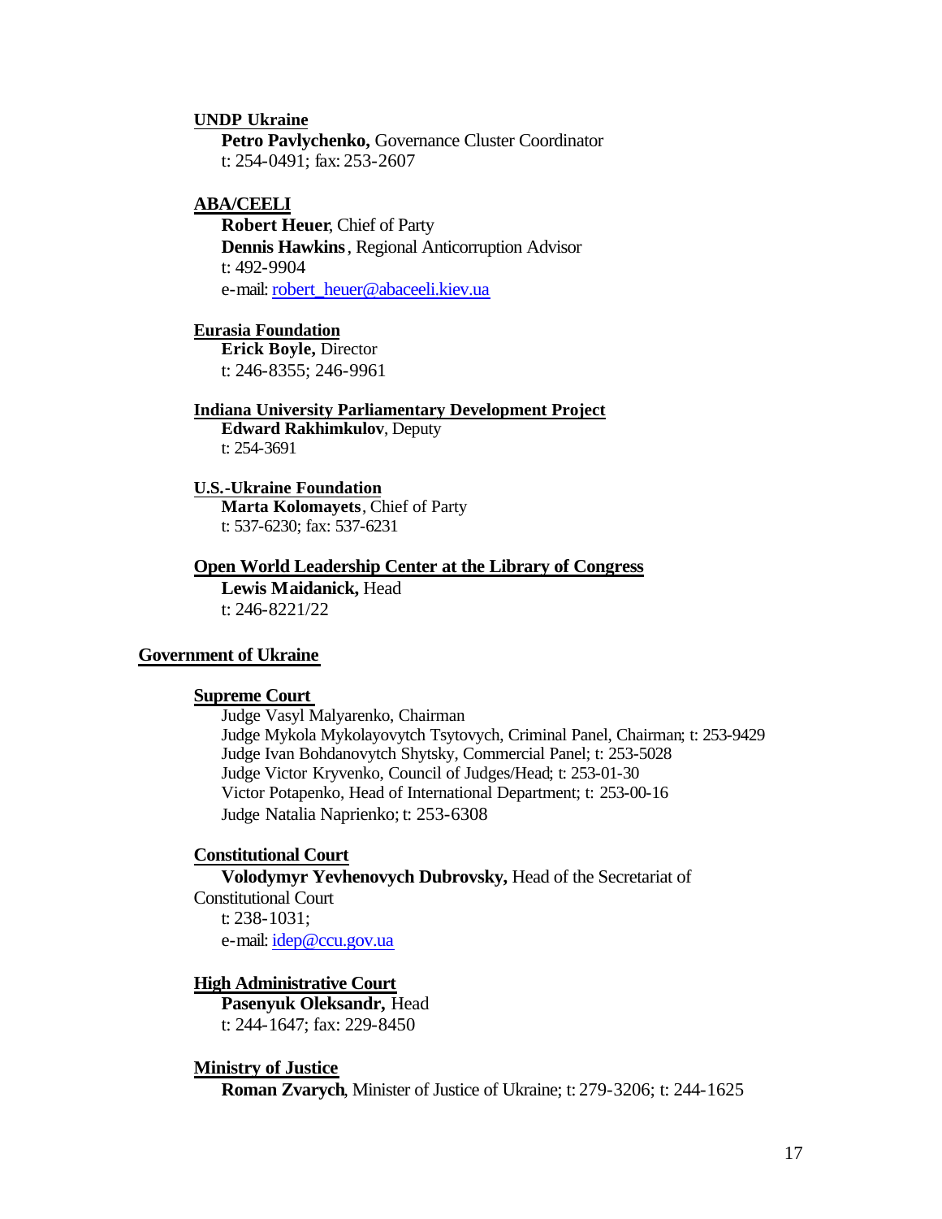**UNDP Ukraine**

**Petro Pavlychenko,** Governance Cluster Coordinator
t: 254-0491; fax: 253-2607

**ABA/CEELI**

**Robert Heuer**, Chief of Party
**Dennis Hawkins**, Regional Anticorruption Advisor
t: 492-9904
e-mail: robert_heuer@abaceeli.kiev.ua

**Eurasia Foundation**

**Erick Boyle,** Director
t: 246-8355; 246-9961

**Indiana University Parliamentary Development Project**

**Edward Rakhimkulov**, Deputy
t: 254-3691

**U.S.-Ukraine Foundation**

**Marta Kolomayets**, Chief of Party
t: 537-6230; fax: 537-6231

**Open World Leadership Center at the Library of Congress**

**Lewis Maidanick,** Head
t: 246-8221/22

## Government of Ukraine

**Supreme Court**

Judge Vasyl Malyarenko, Chairman
Judge Mykola Mykolayovytch Tsytovych, Criminal Panel, Chairman; t: 253-9429
Judge Ivan Bohdanovytch Shytsky, Commercial Panel; t: 253-5028
Judge Victor Kryvenko, Council of Judges/Head; t: 253-01-30
Victor Potapenko, Head of International Department; t: 253-00-16
Judge Natalia Naprienko; t: 253-6308

**Constitutional Court**

**Volodymyr Yevhenovych Dubrovsky,** Head of the Secretariat of Constitutional Court
t: 238-1031;
e-mail: idep@ccu.gov.ua

**High Administrative Court**

**Pasenyuk Oleksandr,** Head
t: 244-1647; fax: 229-8450

**Ministry of Justice**

**Roman Zvarych**, Minister of Justice of Ukraine; t: 279-3206; t: 244-1625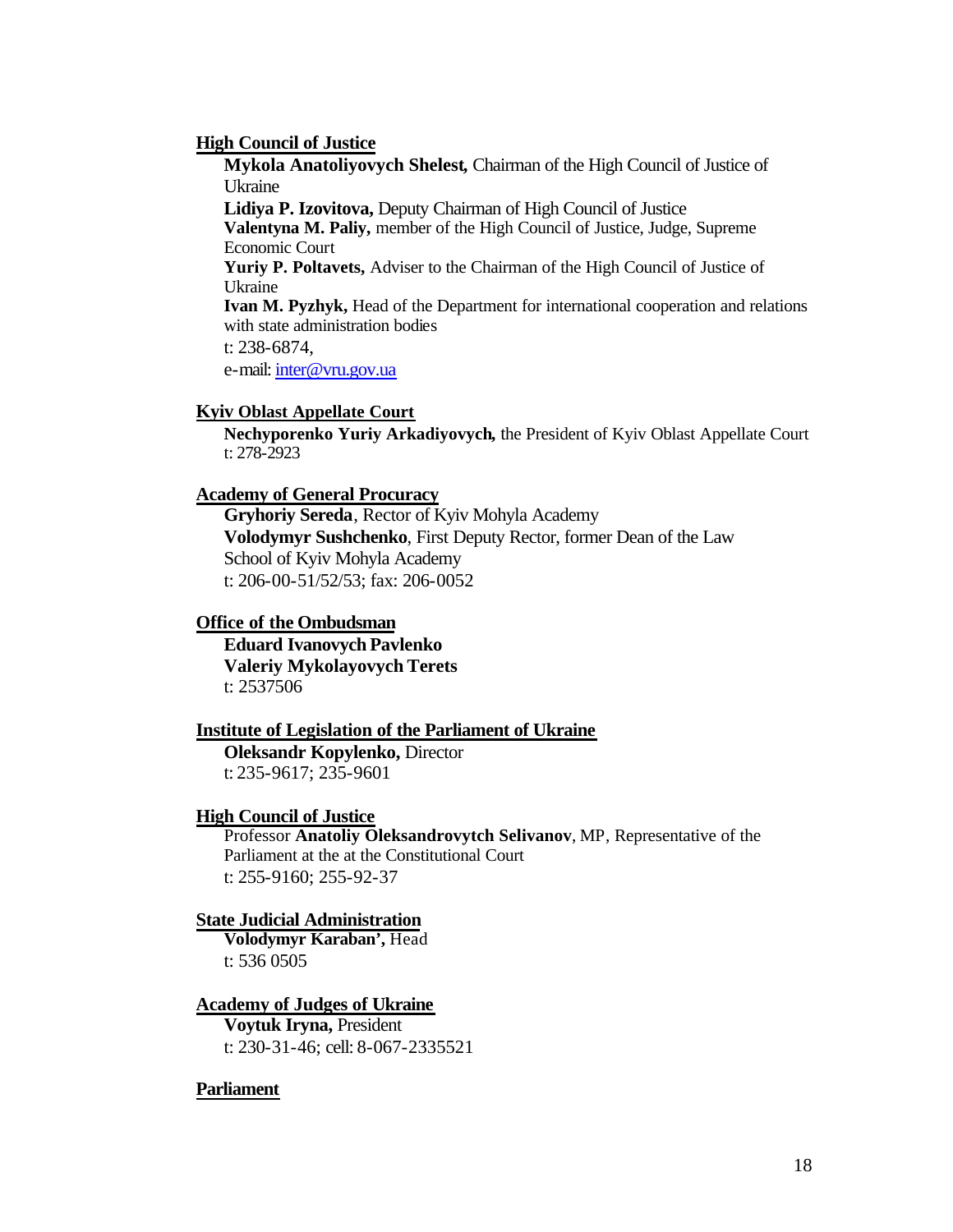**High Council of Justice**

**Mykola Anatoliyovych Shelest,** Chairman of the High Council of Justice of Ukraine

**Lidiya P. Izovitova,** Deputy Chairman of High Council of Justice

**Valentyna M. Paliy,** member of the High Council of Justice, Judge, Supreme Economic Court

**Yuriy P. Poltavets,** Adviser to the Chairman of the High Council of Justice of Ukraine

**Ivan M. Pyzhyk,** Head of the Department for international cooperation and relations with state administration bodies

t: 238-6874,

e-mail: inter@vru.gov.ua

**Kyiv Oblast Appellate Court**

**Nechyporenko Yuriy Arkadiyovych,** the President of Kyiv Oblast Appellate Court

t: 278-2923

**Academy of General Procuracy**

**Gryhoriy Sereda**, Rector of Kyiv Mohyla Academy

**Volodymyr Sushchenko**, First Deputy Rector, former Dean of the Law School of Kyiv Mohyla Academy

t: 206-00-51/52/53; fax: 206-0052

**Office of the Ombudsman**

**Eduard Ivanovych Pavlenko**

**Valeriy Mykolayovych Terets**

t: 2537506

**Institute of Legislation of the Parliament of Ukraine**

**Oleksandr Kopylenko,** Director

t: 235-9617; 235-9601

**High Council of Justice**

Professor **Anatoliy Oleksandrovytch Selivanov**, MP, Representative of the Parliament at the at the Constitutional Court

t: 255-9160; 255-92-37

**State Judicial Administration**

**Volodymyr Karaban',** Head

t: 536 0505

**Academy of Judges of Ukraine**

**Voytuk Iryna,** President

t: 230-31-46; cell: 8-067-2335521

**Parliament**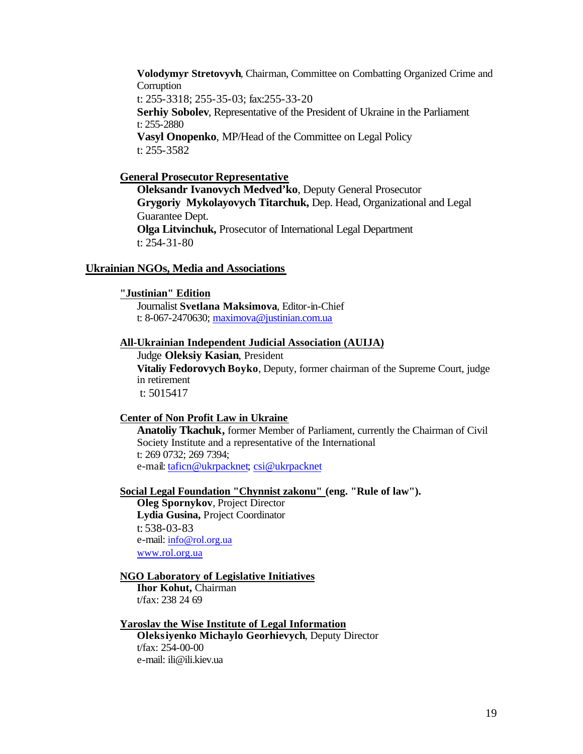**Volodymyr Stretovyvh**, Chairman, Committee on Combatting Organized Crime and Corruption
t: 255-3318; 255-35-03; fax:255-33-20
**Serhiy Sobolev**, Representative of the President of Ukraine in the Parliament
t: 255-2880
**Vasyl Onopenko**, MP/Head of the Committee on Legal Policy
t: 255-3582

**General Prosecutor Representative**

**Oleksandr Ivanovych Medved'ko**, Deputy General Prosecutor
**Grygoriy Mykolayovych Titarchuk,** Dep. Head, Organizational and Legal Guarantee Dept.
**Olga Litvinchuk,** Prosecutor of International Legal Department
t: 254-31-80

## Ukrainian NGOs, Media and Associations

**"Justinian" Edition**

Journalist **Svetlana Maksimova**, Editor-in-Chief
t: 8-067-2470630; maximova@justinian.com.ua

**All-Ukrainian Independent Judicial Association (AUIJA)**

Judge **Oleksiy Kasian**, President
**Vitaliy Fedorovych Boyko**, Deputy, former chairman of the Supreme Court, judge in retirement
t: 5015417

**Center of Non Profit Law in Ukraine**

**Anatoliy Tkachuk,** former Member of Parliament, currently the Chairman of Civil Society Institute and a representative of the International
t: 269 0732; 269 7394;
e-mail: taficn@ukrpacknet; csi@ukrpacknet

**Social Legal Foundation "Chynnist zakonu" (eng. "Rule of law").**

**Oleg Spornykov**, Project Director
**Lydia Gusina,** Project Coordinator
t: 538-03-83
e-mail: info@rol.org.ua
www.rol.org.ua

**NGO Laboratory of Legislative Initiatives**

**Ihor Kohut,** Chairman
t/fax: 238 24 69

**Yaroslav the Wise Institute of Legal Information**

**Oleksiyenko Michaylo Georhievych**, Deputy Director
t/fax: 254-00-00
e-mail: ili@ili.kiev.ua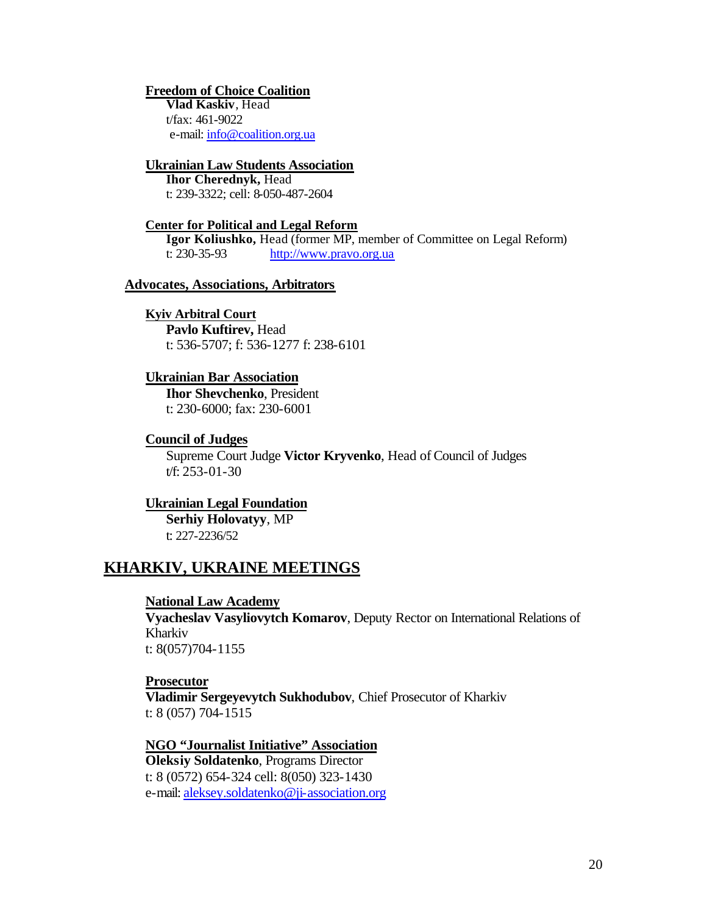**Freedom of Choice Coalition**

**Vlad Kaskiv**, Head
t/fax: 461-9022
e-mail: info@coalition.org.ua

**Ukrainian Law Students Association**

**Ihor Cherednyk,** Head
t: 239-3322; cell: 8-050-487-2604

**Center for Political and Legal Reform**

**Igor Koliushko,** Head (former MP, member of Committee on Legal Reform)
t: 230-35-93 http://www.pravo.org.ua

### Advocates, Associations, Arbitrators

**Kyiv Arbitral Court**

**Pavlo Kuftirev,** Head
t: 536-5707; f: 536-1277 f: 238-6101

**Ukrainian Bar Association**

**Ihor Shevchenko**, President
t: 230-6000; fax: 230-6001

**Council of Judges**

Supreme Court Judge **Victor Kryvenko**, Head of Council of Judges
t/f: 253-01-30

**Ukrainian Legal Foundation**

**Serhiy Holovatyy**, MP
t: 227-2236/52

## KHARKIV, UKRAINE MEETINGS

**National Law Academy**

**Vyacheslav Vasyliovytch Komarov**, Deputy Rector on International Relations of Kharkiv
t: 8(057)704-1155

**Prosecutor**

**Vladimir Sergeyevytch Sukhodubov**, Chief Prosecutor of Kharkiv
t: 8 (057) 704-1515

**NGO "Journalist Initiative" Association**

**Oleksiy Soldatenko**, Programs Director
t: 8 (0572) 654-324 cell: 8(050) 323-1430
e-mail: aleksey.soldatenko@ji-association.org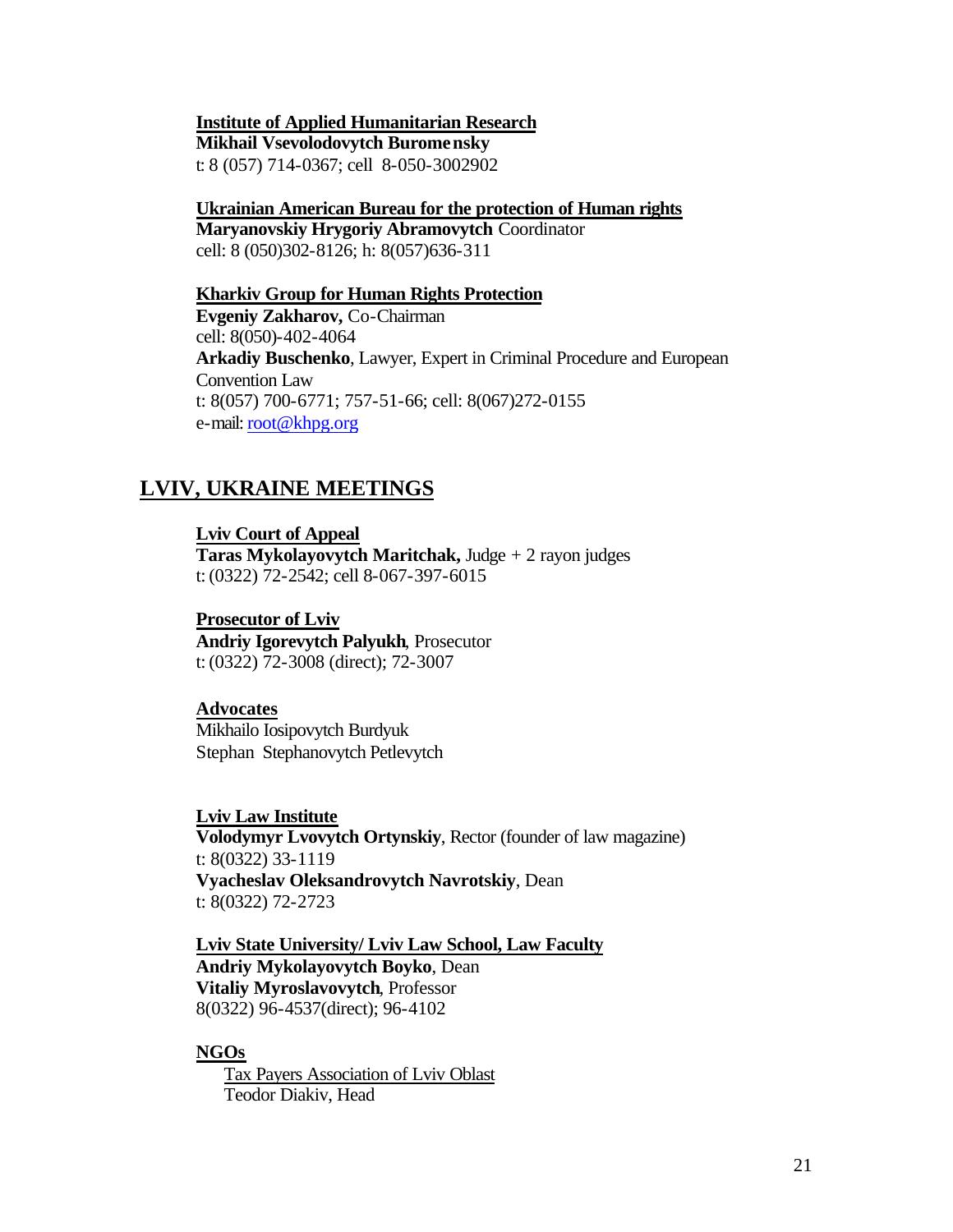**Institute of Applied Humanitarian Research**
**Mikhail Vsevolodovytch Buromensky**
t: 8 (057) 714-0367; cell 8-050-3002902

**Ukrainian American Bureau for the protection of Human rights**
**Maryanovskiy Hrygoriy Abramovytch** Coordinator
cell: 8 (050)302-8126; h: 8(057)636-311

**Kharkiv Group for Human Rights Protection**
**Evgeniy Zakharov,** Co-Chairman
cell: 8(050)-402-4064
**Arkadiy Buschenko**, Lawyer, Expert in Criminal Procedure and European Convention Law
t: 8(057) 700-6771; 757-51-66; cell: 8(067)272-0155
e-mail: root@khpg.org

## LVIV, UKRAINE MEETINGS

**Lviv Court of Appeal**
**Taras Mykolayovytch Maritchak,** Judge + 2 rayon judges
t: (0322) 72-2542; cell 8-067-397-6015

**Prosecutor of Lviv**
**Andriy Igorevytch Palyukh**, Prosecutor
t: (0322) 72-3008 (direct); 72-3007

**Advocates**
Mikhailo Iosipovytch Burdyuk
Stephan Stephanovytch Petlevytch

**Lviv Law Institute**
**Volodymyr Lvovytch Ortynskiy**, Rector (founder of law magazine)
t: 8(0322) 33-1119
**Vyacheslav Oleksandrovytch Navrotskiy**, Dean
t: 8(0322) 72-2723

**Lviv State University/ Lviv Law School, Law Faculty**
**Andriy Mykolayovytch Boyko**, Dean
**Vitaliy Myroslavovytch**, Professor
8(0322) 96-4537(direct); 96-4102

**NGOs**
Tax Payers Association of Lviv Oblast
Teodor Diakiv, Head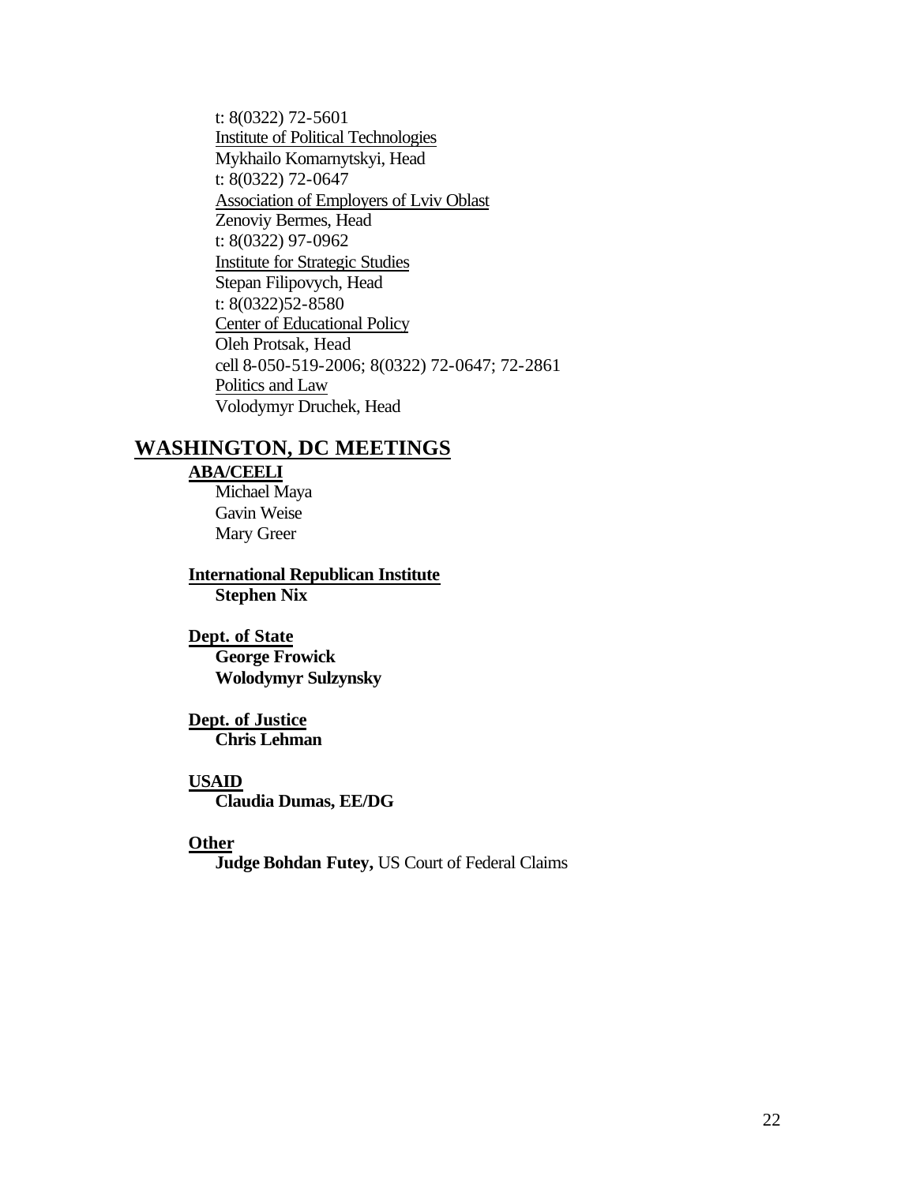t: 8(0322) 72-5601
Institute of Political Technologies
Mykhailo Komarnytskyi, Head
t: 8(0322) 72-0647
Association of Employers of Lviv Oblast
Zenoviy Bermes, Head
t: 8(0322) 97-0962
Institute for Strategic Studies
Stepan Filipovych, Head
t: 8(0322)52-8580
Center of Educational Policy
Oleh Protsak, Head
cell 8-050-519-2006; 8(0322) 72-0647; 72-2861
Politics and Law
Volodymyr Druchek, Head

## WASHINGTON, DC MEETINGS

**ABA/CEELI**
Michael Maya
Gavin Weise
Mary Greer

**International Republican Institute**
**Stephen Nix**

**Dept. of State**
**George Frowick**
**Wolodymyr Sulzynsky**

**Dept. of Justice**
**Chris Lehman**

**USAID**
**Claudia Dumas, EE/DG**

**Other**
**Judge Bohdan Futey,** US Court of Federal Claims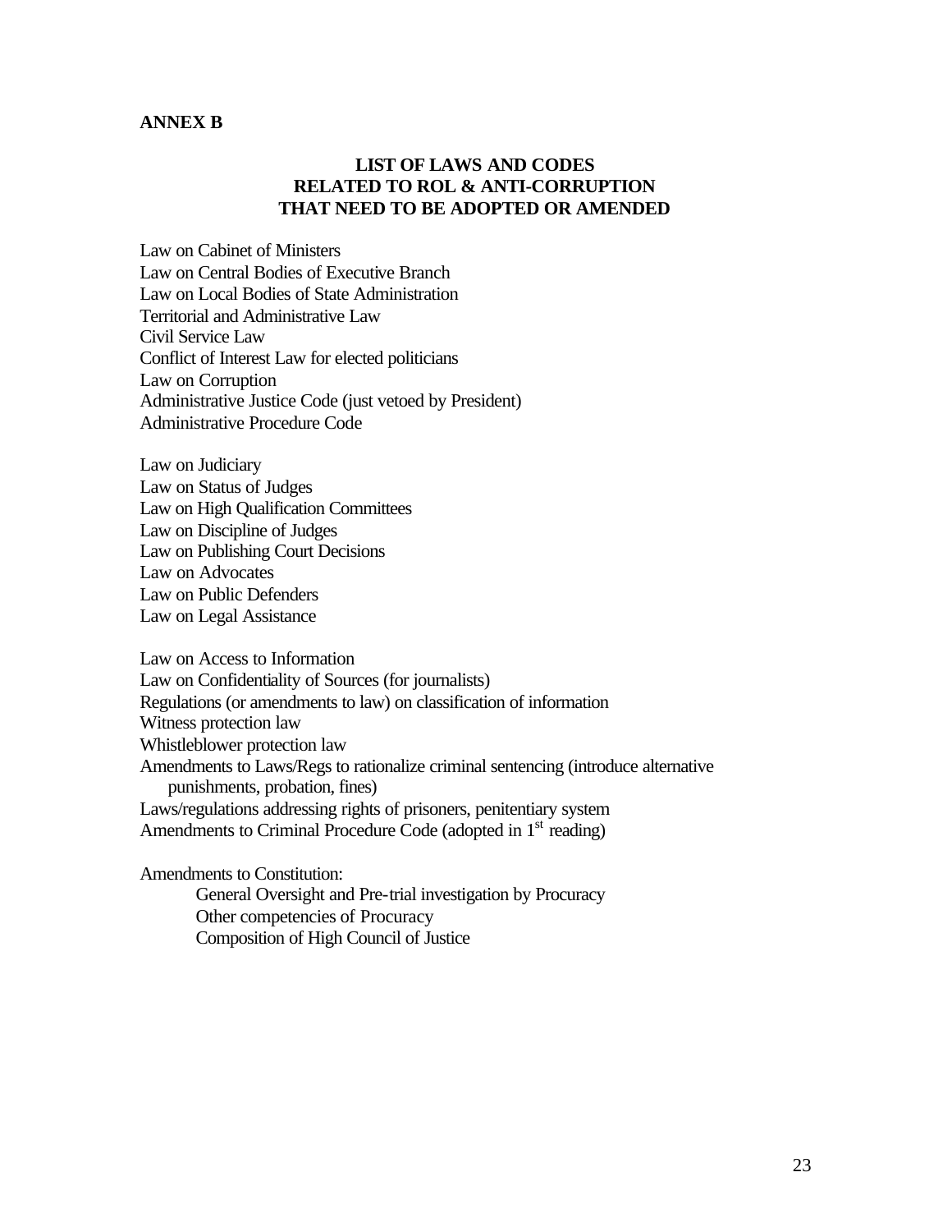**ANNEX B**

## LIST OF LAWS AND CODES RELATED TO ROL & ANTI-CORRUPTION THAT NEED TO BE ADOPTED OR AMENDED

Law on Cabinet of Ministers
Law on Central Bodies of Executive Branch
Law on Local Bodies of State Administration
Territorial and Administrative Law
Civil Service Law
Conflict of Interest Law for elected politicians
Law on Corruption
Administrative Justice Code (just vetoed by President)
Administrative Procedure Code

Law on Judiciary
Law on Status of Judges
Law on High Qualification Committees
Law on Discipline of Judges
Law on Publishing Court Decisions
Law on Advocates
Law on Public Defenders
Law on Legal Assistance

Law on Access to Information
Law on Confidentiality of Sources (for journalists)
Regulations (or amendments to law) on classification of information
Witness protection law
Whistleblower protection law
Amendments to Laws/Regs to rationalize criminal sentencing (introduce alternative punishments, probation, fines)
Laws/regulations addressing rights of prisoners, penitentiary system
Amendments to Criminal Procedure Code (adopted in 1st reading)

Amendments to Constitution:

- General Oversight and Pre-trial investigation by Procuracy
- Other competencies of Procuracy
- Composition of High Council of Justice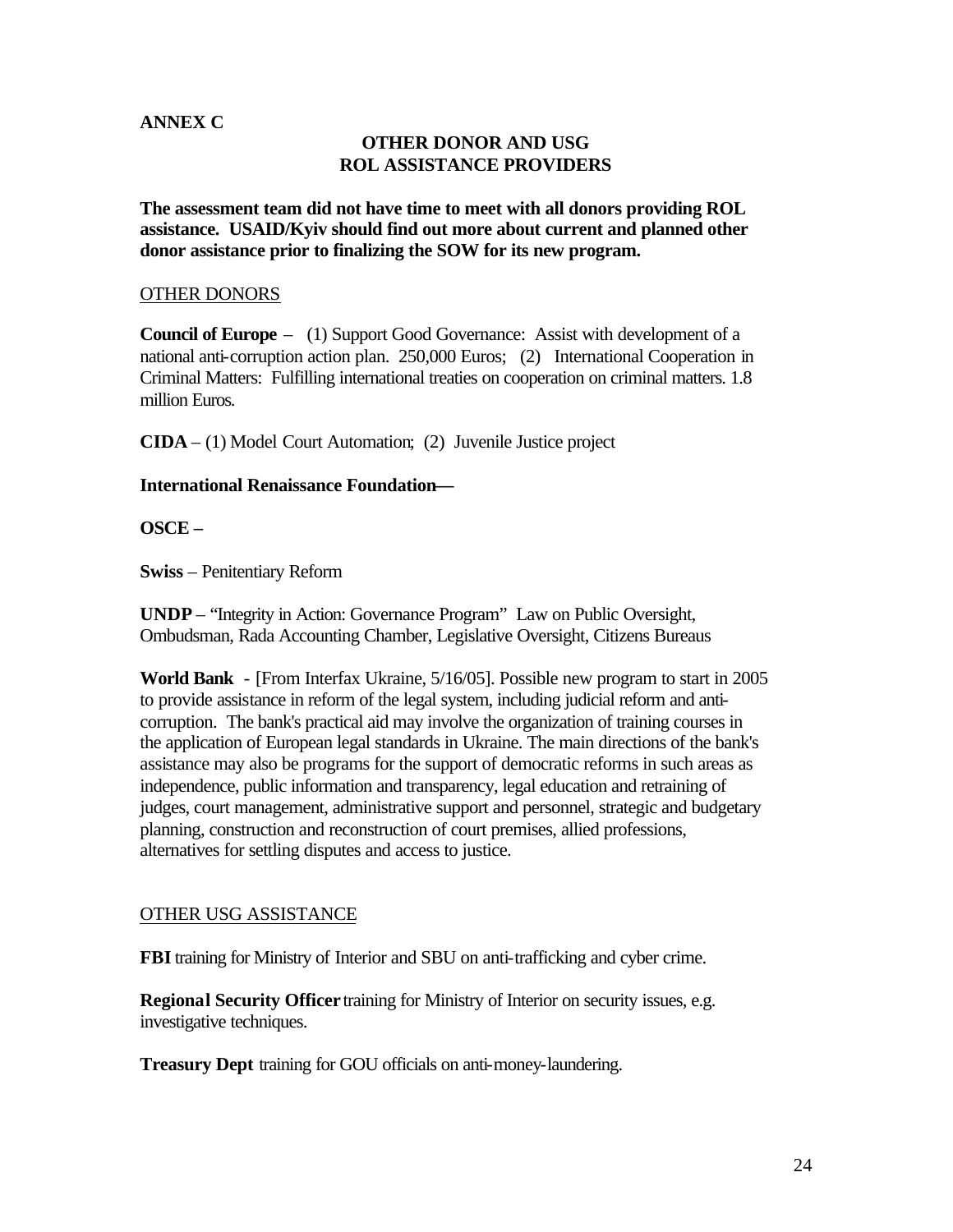**ANNEX C**

## OTHER DONOR AND USG ROL ASSISTANCE PROVIDERS

**The assessment team did not have time to meet with all donors providing ROL assistance. USAID/Kyiv should find out more about current and planned other donor assistance prior to finalizing the SOW for its new program.**

OTHER DONORS

**Council of Europe** – (1) Support Good Governance: Assist with development of a national anti-corruption action plan. 250,000 Euros; (2) International Cooperation in Criminal Matters: Fulfilling international treaties on cooperation on criminal matters. 1.8 million Euros.

**CIDA** – (1) Model Court Automation; (2) Juvenile Justice project

**International Renaissance Foundation—**

**OSCE –**

**Swiss** – Penitentiary Reform

**UNDP** – "Integrity in Action: Governance Program" Law on Public Oversight, Ombudsman, Rada Accounting Chamber, Legislative Oversight, Citizens Bureaus

**World Bank** - [From Interfax Ukraine, 5/16/05]. Possible new program to start in 2005 to provide assistance in reform of the legal system, including judicial reform and anti-corruption. The bank's practical aid may involve the organization of training courses in the application of European legal standards in Ukraine. The main directions of the bank's assistance may also be programs for the support of democratic reforms in such areas as independence, public information and transparency, legal education and retraining of judges, court management, administrative support and personnel, strategic and budgetary planning, construction and reconstruction of court premises, allied professions, alternatives for settling disputes and access to justice.

OTHER USG ASSISTANCE

**FBI** training for Ministry of Interior and SBU on anti-trafficking and cyber crime.

**Regional Security Officer** training for Ministry of Interior on security issues, e.g. investigative techniques.

**Treasury Dept** training for GOU officials on anti-money-laundering.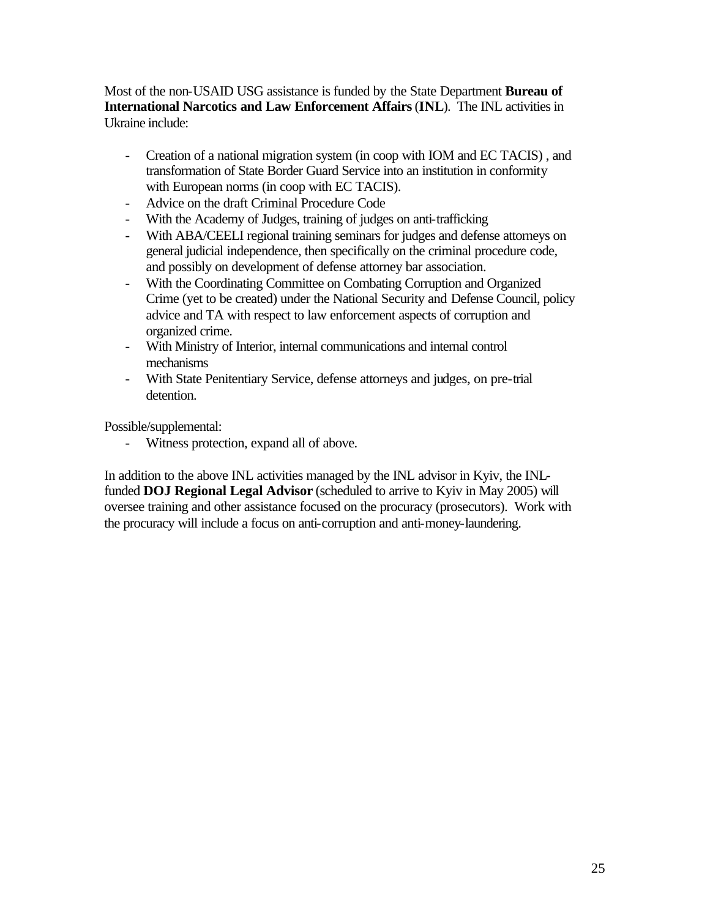Most of the non-USAID USG assistance is funded by the State Department **Bureau of International Narcotics and Law Enforcement Affairs** (**INL**). The INL activities in Ukraine include:

- Creation of a national migration system (in coop with IOM and EC TACIS) , and transformation of State Border Guard Service into an institution in conformity with European norms (in coop with EC TACIS).
- Advice on the draft Criminal Procedure Code
- With the Academy of Judges, training of judges on anti-trafficking
- With ABA/CEELI regional training seminars for judges and defense attorneys on general judicial independence, then specifically on the criminal procedure code, and possibly on development of defense attorney bar association.
- With the Coordinating Committee on Combating Corruption and Organized Crime (yet to be created) under the National Security and Defense Council, policy advice and TA with respect to law enforcement aspects of corruption and organized crime.
- With Ministry of Interior, internal communications and internal control mechanisms
- With State Penitentiary Service, defense attorneys and judges, on pre-trial detention.

Possible/supplemental:

- Witness protection, expand all of above.

In addition to the above INL activities managed by the INL advisor in Kyiv, the INL-funded **DOJ Regional Legal Advisor** (scheduled to arrive to Kyiv in May 2005) will oversee training and other assistance focused on the procuracy (prosecutors). Work with the procuracy will include a focus on anti-corruption and anti-money-laundering.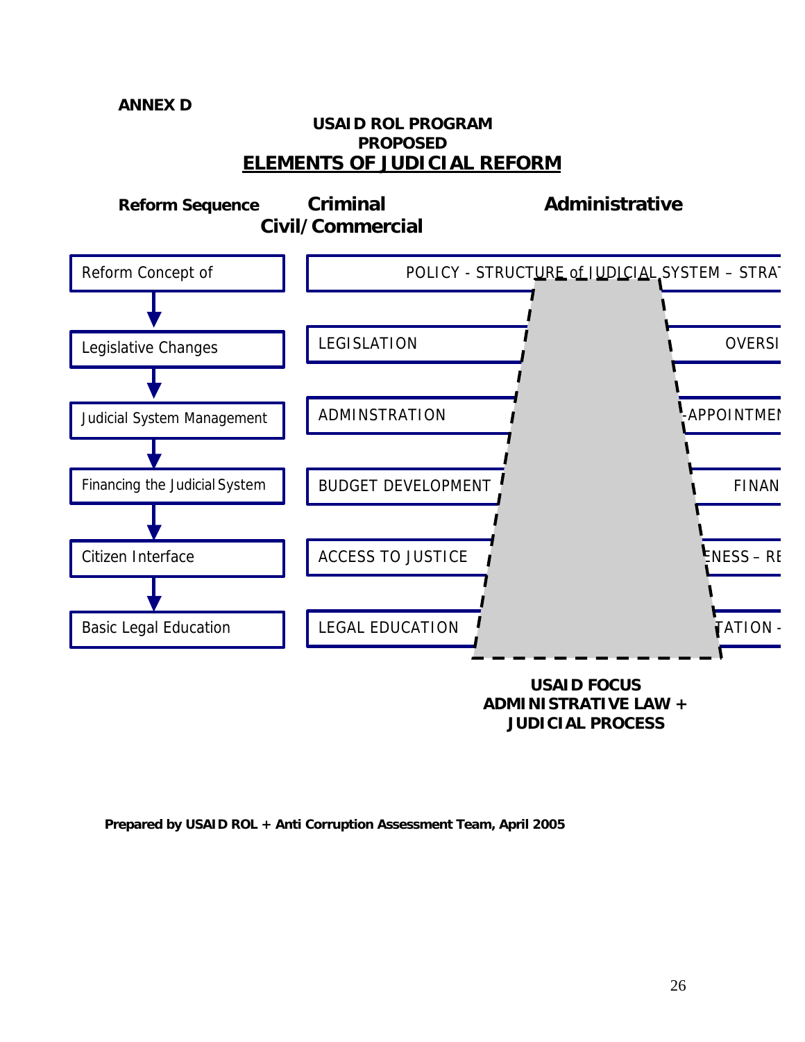**ANNEX D**

**USAID ROL PROGRAM**
**PROPOSED**
**ELEMENTS OF JUDICIAL REFORM**

**Reform Sequence** **Criminal** **Administrative**
**Civil/Commercial**

| Reform Sequence | Elements |
|---|---|
| Reform Concept of | POLICY - STRUCTURE of JUDICIAL SYSTEM – STRA |
| Legislative Changes | LEGISLATION ... OVERSI |
| Judicial System Management | ADMINSTRATION ... -APPOINTMEN |
| Financing the Judicial System | BUDGET DEVELOPMENT ... FINAN |
| Citizen Interface | ACCESS TO JUSTICE ... ENESS – RE |
| Basic Legal Education | LEGAL EDUCATION ... TATION - |

**USAID FOCUS**
**ADMINISTRATIVE LAW +**
**JUDICIAL PROCESS**

**Prepared by USAID ROL + Anti Corruption Assessment Team, April 2005**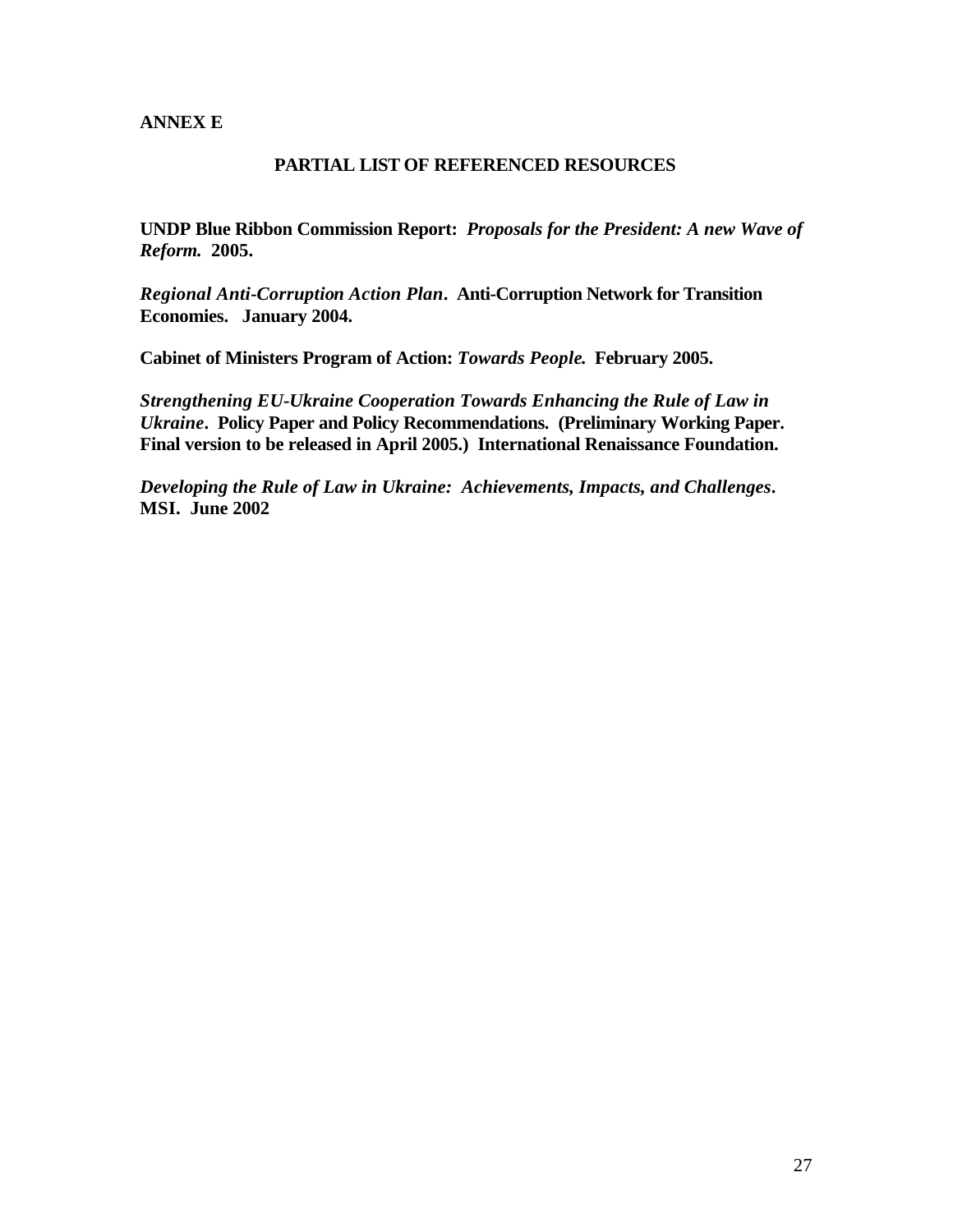**ANNEX E**

## PARTIAL LIST OF REFERENCED RESOURCES

**UNDP Blue Ribbon Commission Report:** ***Proposals for the President: A new Wave of Reform.*** **2005.**

***Regional Anti-Corruption Action Plan*****. Anti-Corruption Network for Transition Economies. January 2004.**

**Cabinet of Ministers Program of Action:** ***Towards People.*** **February 2005.**

***Strengthening EU-Ukraine Cooperation Towards Enhancing the Rule of Law in Ukraine*****. Policy Paper and Policy Recommendations. (Preliminary Working Paper. Final version to be released in April 2005.) International Renaissance Foundation.**

***Developing the Rule of Law in Ukraine: Achievements, Impacts, and Challenges*****. MSI. June 2002**